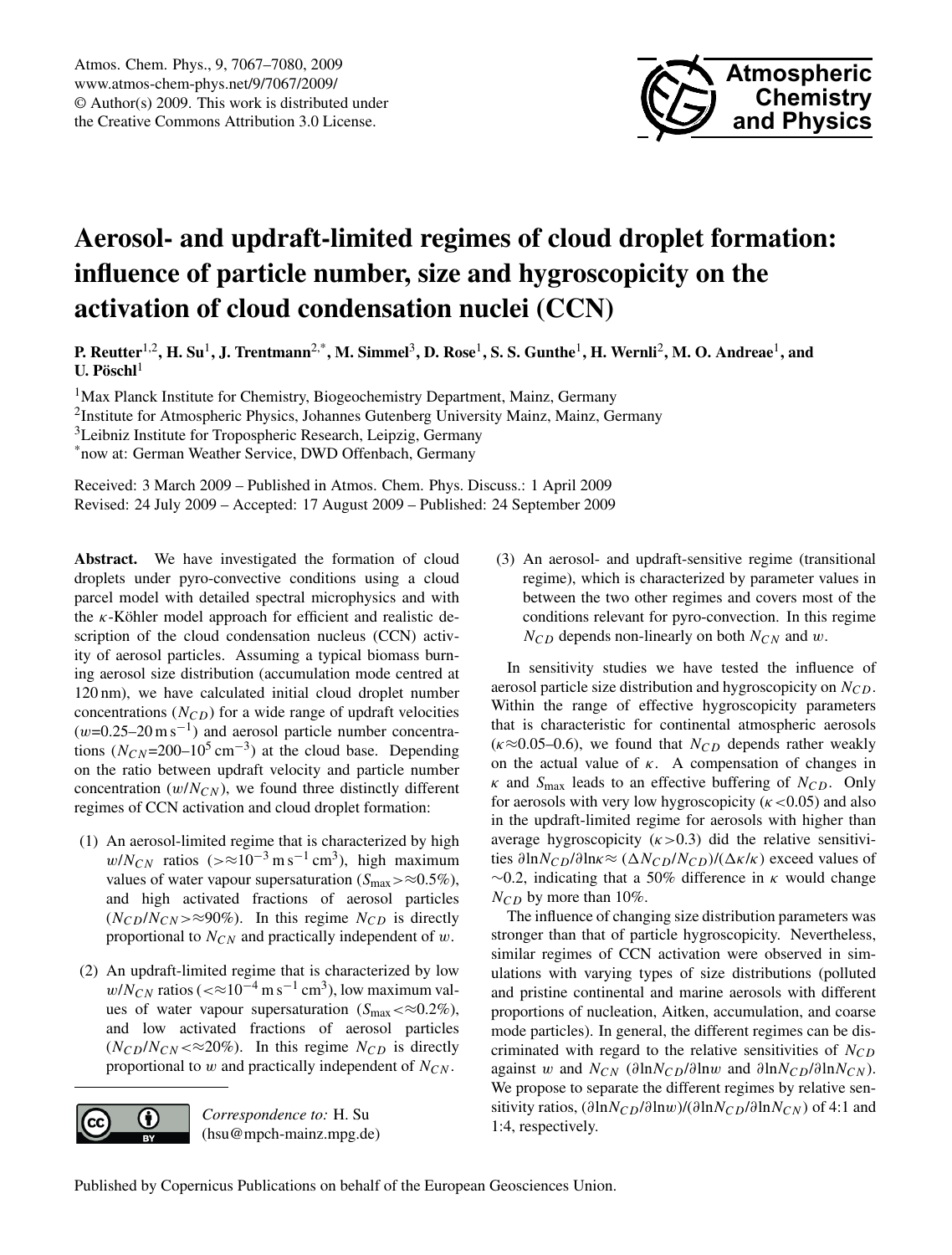# Aerosol- and updraft-limited regimes of cloud droplet formation: influence of particle number, size and hygroscopicity on the activation of cloud condensation nuclei (CCN)

P. Reutter[1,2], H. Su[1], J. Trentmann[2,*], M. Simmel[3], D. Rose[1], S. S. Gunthe[1], H. Wernli[2], M. O. Andreae[1], and U. Pöschl[1]

[1]Max Planck Institute for Chemistry, Biogeochemistry Department, Mainz, Germany

[2]Institute for Atmospheric Physics, Johannes Gutenberg University Mainz, Mainz, Germany

[3]Leibniz Institute for Tropospheric Research, Leipzig, Germany

[*]now at: German Weather Service, DWD Offenbach, Germany

Received: 3 March 2009 – Published in Atmos. Chem. Phys. Discuss.: 1 April 2009
Revised: 24 July 2009 – Accepted: 17 August 2009 – Published: 24 September 2009

**Abstract.** We have investigated the formation of cloud droplets under pyro-convective conditions using a cloud parcel model with detailed spectral microphysics and with the $\kappa$-Köhler model approach for efficient and realistic description of the cloud condensation nucleus (CCN) activity of aerosol particles. Assuming a typical biomass burning aerosol size distribution (accumulation mode centred at 120 nm), we have calculated initial cloud droplet number concentrations ($N_{CD}$) for a wide range of updraft velocities ($w$=0.25–20 m s$^{-1}$) and aerosol particle number concentrations ($N_{CN}$=200–$10^5$ cm$^{-3}$) at the cloud base. Depending on the ratio between updraft velocity and particle number concentration ($w/N_{CN}$), we found three distinctly different regimes of CCN activation and cloud droplet formation:

(1) An aerosol-limited regime that is characterized by high $w/N_{CN}$ ratios ($>\approx 10^{-3}$ m s$^{-1}$ cm$^3$), high maximum values of water vapour supersaturation ($S_{max}>\approx 0.5\%$), and high activated fractions of aerosol particles ($N_{CD}/N_{CN}>\approx 90\%$). In this regime $N_{CD}$ is directly proportional to $N_{CN}$ and practically independent of $w$.

(2) An updraft-limited regime that is characterized by low $w/N_{CN}$ ratios ($<\approx 10^{-4}$ m s$^{-1}$ cm$^3$), low maximum values of water vapour supersaturation ($S_{max}<\approx 0.2\%$), and low activated fractions of aerosol particles ($N_{CD}/N_{CN}<\approx 20\%$). In this regime $N_{CD}$ is directly proportional to $w$ and practically independent of $N_{CN}$.

(3) An aerosol- and updraft-sensitive regime (transitional regime), which is characterized by parameter values in between the two other regimes and covers most of the conditions relevant for pyro-convection. In this regime $N_{CD}$ depends non-linearly on both $N_{CN}$ and $w$.

In sensitivity studies we have tested the influence of aerosol particle size distribution and hygroscopicity on $N_{CD}$. Within the range of effective hygroscopicity parameters that is characteristic for continental atmospheric aerosols ($\kappa\approx$0.05–0.6), we found that $N_{CD}$ depends rather weakly on the actual value of $\kappa$. A compensation of changes in $\kappa$ and $S_{max}$ leads to an effective buffering of $N_{CD}$. Only for aerosols with very low hygroscopicity ($\kappa<0.05$) and also in the updraft-limited regime for aerosols with higher than average hygroscopicity ($\kappa>0.3$) did the relative sensitivities $\partial \ln N_{CD}/\partial \ln\kappa \approx (\Delta N_{CD}/N_{CD})/(\Delta\kappa/\kappa)$ exceed values of $\sim$0.2, indicating that a 50% difference in $\kappa$ would change $N_{CD}$ by more than 10%.

The influence of changing size distribution parameters was stronger than that of particle hygroscopicity. Nevertheless, similar regimes of CCN activation were observed in simulations with varying types of size distributions (polluted and pristine continental and marine aerosols with different proportions of nucleation, Aitken, accumulation, and coarse mode particles). In general, the different regimes can be discriminated with regard to the relative sensitivities of $N_{CD}$ against $w$ and $N_{CN}$ ($\partial \ln N_{CD}/\partial \ln w$ and $\partial \ln N_{CD}/\partial \ln N_{CN}$). We propose to separate the different regimes by relative sensitivity ratios, $(\partial \ln N_{CD}/\partial \ln w)/(\partial \ln N_{CD}/\partial \ln N_{CN})$ of 4:1 and 1:4, respectively.

*Correspondence to:* H. Su (hsu@mpch-mainz.mpg.de)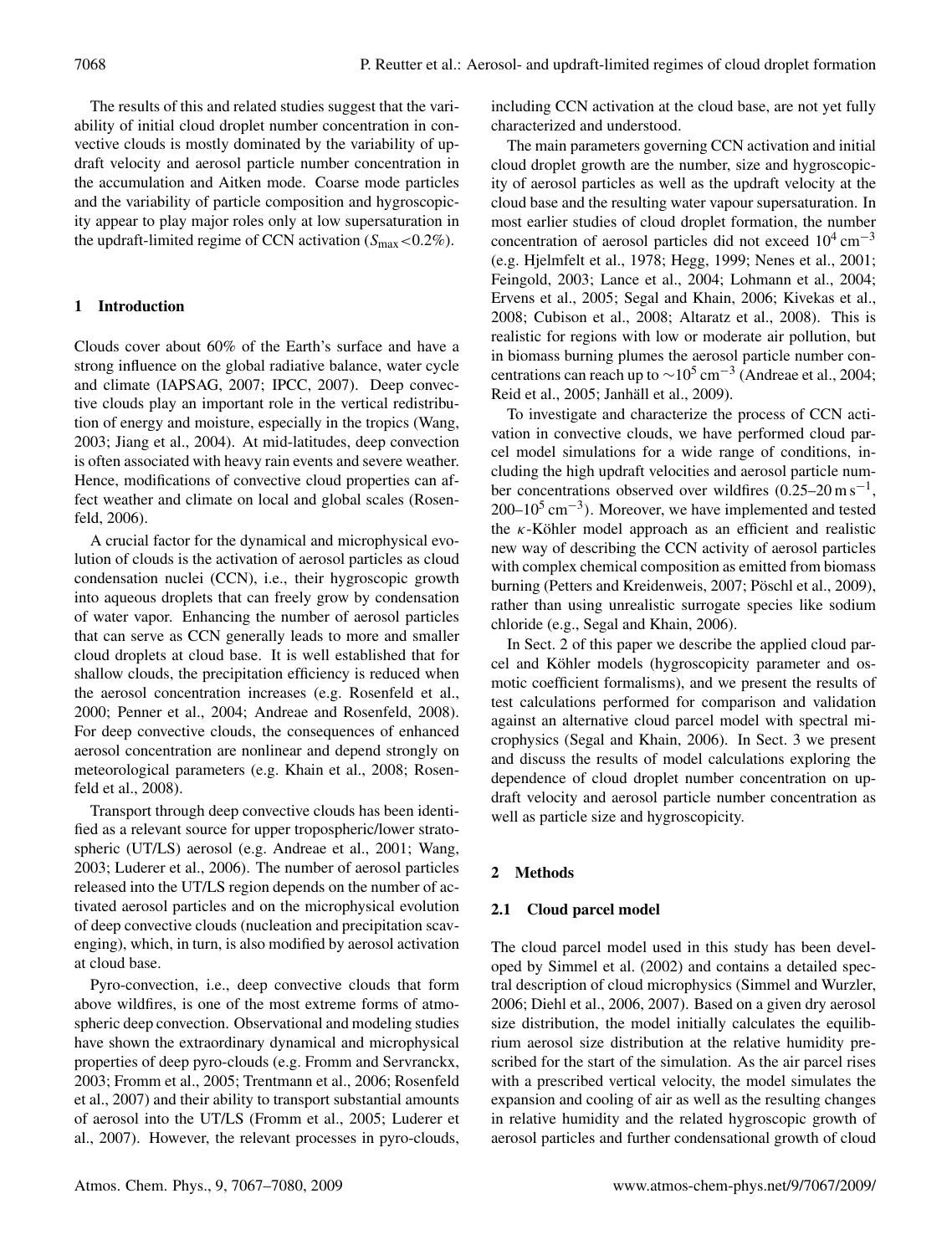The results of this and related studies suggest that the variability of initial cloud droplet number concentration in convective clouds is mostly dominated by the variability of updraft velocity and aerosol particle number concentration in the accumulation and Aitken mode. Coarse mode particles and the variability of particle composition and hygroscopicity appear to play major roles only at low supersaturation in the updraft-limited regime of CCN activation ($S_{\max} < 0.2\%$).

## 1 Introduction

Clouds cover about 60% of the Earth's surface and have a strong influence on the global radiative balance, water cycle and climate (IAPSAG, 2007; IPCC, 2007). Deep convective clouds play an important role in the vertical redistribution of energy and moisture, especially in the tropics (Wang, 2003; Jiang et al., 2004). At mid-latitudes, deep convection is often associated with heavy rain events and severe weather. Hence, modifications of convective cloud properties can affect weather and climate on local and global scales (Rosenfeld, 2006).

A crucial factor for the dynamical and microphysical evolution of clouds is the activation of aerosol particles as cloud condensation nuclei (CCN), i.e., their hygroscopic growth into aqueous droplets that can freely grow by condensation of water vapor. Enhancing the number of aerosol particles that can serve as CCN generally leads to more and smaller cloud droplets at cloud base. It is well established that for shallow clouds, the precipitation efficiency is reduced when the aerosol concentration increases (e.g. Rosenfeld et al., 2000; Penner et al., 2004; Andreae and Rosenfeld, 2008). For deep convective clouds, the consequences of enhanced aerosol concentration are nonlinear and depend strongly on meteorological parameters (e.g. Khain et al., 2008; Rosenfeld et al., 2008).

Transport through deep convective clouds has been identified as a relevant source for upper tropospheric/lower stratospheric (UT/LS) aerosol (e.g. Andreae et al., 2001; Wang, 2003; Luderer et al., 2006). The number of aerosol particles released into the UT/LS region depends on the number of activated aerosol particles and on the microphysical evolution of deep convective clouds (nucleation and precipitation scavenging), which, in turn, is also modified by aerosol activation at cloud base.

Pyro-convection, i.e., deep convective clouds that form above wildfires, is one of the most extreme forms of atmospheric deep convection. Observational and modeling studies have shown the extraordinary dynamical and microphysical properties of deep pyro-clouds (e.g. Fromm and Servranckx, 2003; Fromm et al., 2005; Trentmann et al., 2006; Rosenfeld et al., 2007) and their ability to transport substantial amounts of aerosol into the UT/LS (Fromm et al., 2005; Luderer et al., 2007). However, the relevant processes in pyro-clouds, including CCN activation at the cloud base, are not yet fully characterized and understood.

The main parameters governing CCN activation and initial cloud droplet growth are the number, size and hygroscopicity of aerosol particles as well as the updraft velocity at the cloud base and the resulting water vapour supersaturation. In most earlier studies of cloud droplet formation, the number concentration of aerosol particles did not exceed $10^4\,\mathrm{cm}^{-3}$ (e.g. Hjelmfelt et al., 1978; Hegg, 1999; Nenes et al., 2001; Feingold, 2003; Lance et al., 2004; Lohmann et al., 2004; Ervens et al., 2005; Segal and Khain, 2006; Kivekas et al., 2008; Cubison et al., 2008; Altaratz et al., 2008). This is realistic for regions with low or moderate air pollution, but in biomass burning plumes the aerosol particle number concentrations can reach up to $\sim 10^5\,\mathrm{cm}^{-3}$ (Andreae et al., 2004; Reid et al., 2005; Janhäll et al., 2009).

To investigate and characterize the process of CCN activation in convective clouds, we have performed cloud parcel model simulations for a wide range of conditions, including the high updraft velocities and aerosol particle number concentrations observed over wildfires ($0.25$–$20\,\mathrm{m\,s}^{-1}$, $200$–$10^5\,\mathrm{cm}^{-3}$). Moreover, we have implemented and tested the $\kappa$-Köhler model approach as an efficient and realistic new way of describing the CCN activity of aerosol particles with complex chemical composition as emitted from biomass burning (Petters and Kreidenweis, 2007; Pöschl et al., 2009), rather than using unrealistic surrogate species like sodium chloride (e.g., Segal and Khain, 2006).

In Sect. 2 of this paper we describe the applied cloud parcel and Köhler models (hygroscopicity parameter and osmotic coefficient formalisms), and we present the results of test calculations performed for comparison and validation against an alternative cloud parcel model with spectral microphysics (Segal and Khain, 2006). In Sect. 3 we present and discuss the results of model calculations exploring the dependence of cloud droplet number concentration on updraft velocity and aerosol particle number concentration as well as particle size and hygroscopicity.

## 2 Methods

### 2.1 Cloud parcel model

The cloud parcel model used in this study has been developed by Simmel et al. (2002) and contains a detailed spectral description of cloud microphysics (Simmel and Wurzler, 2006; Diehl et al., 2006, 2007). Based on a given dry aerosol size distribution, the model initially calculates the equilibrium aerosol size distribution at the relative humidity prescribed for the start of the simulation. As the air parcel rises with a prescribed vertical velocity, the model simulates the expansion and cooling of air as well as the resulting changes in relative humidity and the related hygroscopic growth of aerosol particles and further condensational growth of cloud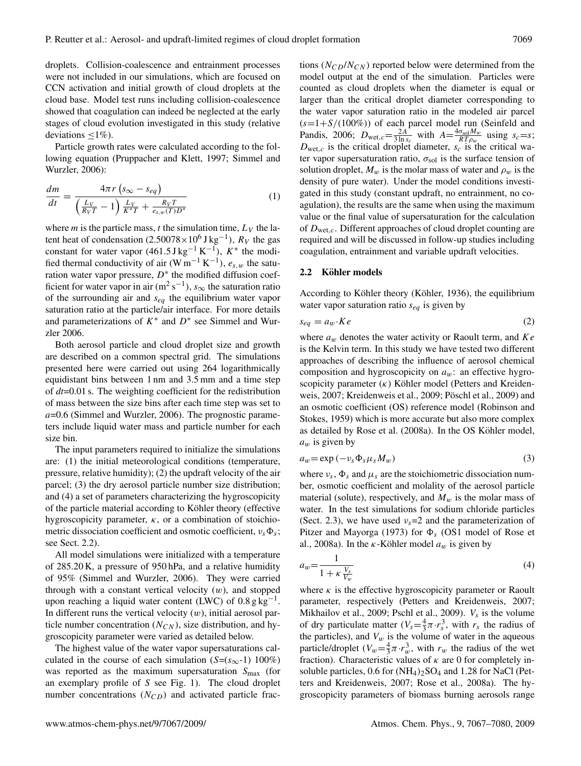droplets. Collision-coalescence and entrainment processes were not included in our simulations, which are focused on CCN activation and initial growth of cloud droplets at the cloud base. Model test runs including collision-coalescence showed that coagulation can indeed be neglected at the early stages of cloud evolution investigated in this study (relative deviations ≤1%).

Particle growth rates were calculated according to the following equation (Pruppacher and Klett, 1997; Simmel and Wurzler, 2006):

$$\frac{dm}{dt} = \frac{4\pi r\left(s_{\infty} - s_{eq}\right)}{\left(\frac{L_V}{R_V T} - 1\right)\frac{L_V}{K^* T} + \frac{R_V T}{e_{s,w}(T) D^*}} \tag{1}$$

where $m$ is the particle mass, $t$ the simulation time, $L_V$ the latent heat of condensation ($2.50078\times10^6$ J kg$^{-1}$), $R_V$ the gas constant for water vapor (461.5 J kg$^{-1}$ K$^{-1}$), $K^*$ the modified thermal conductivity of air (W m$^{-1}$ K$^{-1}$), $e_{s,w}$ the saturation water vapor pressure, $D^*$ the modified diffusion coefficient for water vapor in air (m$^2$ s$^{-1}$), $s_{\infty}$ the saturation ratio of the surrounding air and $s_{eq}$ the equilibrium water vapor saturation ratio at the particle/air interface. For more details and parameterizations of $K^*$ and $D^*$ see Simmel and Wurzler 2006.

Both aerosol particle and cloud droplet size and growth are described on a common spectral grid. The simulations presented here were carried out using 264 logarithmically equidistant bins between 1 nm and 3.5 mm and a time step of $dt$=0.01 s. The weighting coefficient for the redistribution of mass between the size bins after each time step was set to $a$=0.6 (Simmel and Wurzler, 2006). The prognostic parameters include liquid water mass and particle number for each size bin.

The input parameters required to initialize the simulations are: (1) the initial meteorological conditions (temperature, pressure, relative humidity); (2) the updraft velocity of the air parcel; (3) the dry aerosol particle number size distribution; and (4) a set of parameters characterizing the hygroscopicity of the particle material according to Köhler theory (effective hygroscopicity parameter, $\kappa$, or a combination of stoichiometric dissociation coefficient and osmotic coefficient, $\nu_s\Phi_s$; see Sect. 2.2).

All model simulations were initialized with a temperature of 285.20 K, a pressure of 950 hPa, and a relative humidity of 95% (Simmel and Wurzler, 2006). They were carried through with a constant vertical velocity ($w$), and stopped upon reaching a liquid water content (LWC) of 0.8 g kg$^{-1}$. In different runs the vertical velocity ($w$), initial aerosol particle number concentration ($N_{CN}$), size distribution, and hygroscopicity parameter were varied as detailed below.

The highest value of the water vapor supersaturations calculated in the course of each simulation ($S$=($s_{\infty}$-1) 100%) was reported as the maximum supersaturation $S_{\max}$ (for an exemplary profile of $S$ see Fig. 1). The cloud droplet number concentrations ($N_{CD}$) and activated particle fractions ($N_{CD}/N_{CN}$) reported below were determined from the model output at the end of the simulation. Particles were counted as cloud droplets when the diameter is equal or larger than the critical droplet diameter corresponding to the water vapor saturation ratio in the modeled air parcel ($s$=1+$S$/(100%)) of each parcel model run (Seinfeld and Pandis, 2006; $D_{\mathrm{wet},c}=\frac{2A}{3\ln s_c}$ with $A=\frac{4\sigma_{\mathrm{sol}}M_w}{RT\rho_w}$ using $s_c$=$s$; $D_{\mathrm{wet},c}$ is the critical droplet diameter, $s_c$ is the critical water vapor supersaturation ratio, $\sigma_{\mathrm{sol}}$ is the surface tension of solution droplet, $M_w$ is the molar mass of water and $\rho_w$ is the density of pure water). Under the model conditions investigated in this study (constant updraft, no entrainment, no coagulation), the results are the same when using the maximum value or the final value of supersaturation for the calculation of $D_{\mathrm{wet},c}$. Different approaches of cloud droplet counting are required and will be discussed in follow-up studies including coagulation, entrainment and variable updraft velocities.

## 2.2 Köhler models

According to Köhler theory (Köhler, 1936), the equilibrium water vapor saturation ratio $s_{eq}$ is given by

$$s_{eq} = a_w \cdot Ke \tag{2}$$

where $a_w$ denotes the water activity or Raoult term, and $Ke$ is the Kelvin term. In this study we have tested two different approaches of describing the influence of aerosol chemical composition and hygroscopicity on $a_w$: an effective hygroscopicity parameter ($\kappa$) Köhler model (Petters and Kreidenweis, 2007; Kreidenweis et al., 2009; Pöschl et al., 2009) and an osmotic coefficient (OS) reference model (Robinson and Stokes, 1959) which is more accurate but also more complex as detailed by Rose et al. (2008a). In the OS Köhler model, $a_w$ is given by

$$a_w = \exp\left(-\nu_s \Phi_s \mu_s M_w\right) \tag{3}$$

where $\nu_s$, $\Phi_s$ and $\mu_s$ are the stoichiometric dissociation number, osmotic coefficient and molality of the aerosol particle material (solute), respectively, and $M_w$ is the molar mass of water. In the test simulations for sodium chloride particles (Sect. 2.3), we have used $\nu_s$=2 and the parameterization of Pitzer and Mayorga (1973) for $\Phi_s$ (OS1 model of Rose et al., 2008a). In the $\kappa$-Köhler model $a_w$ is given by

$$a_w = \frac{1}{1+\kappa\frac{V_s}{V_w}} \tag{4}$$

where $\kappa$ is the effective hygroscopicity parameter or Raoult parameter, respectively (Petters and Kreidenweis, 2007; Mikhailov et al., 2009; Pschl et al., 2009). $V_s$ is the volume of dry particulate matter ($V_s=\frac{4}{3}\pi\cdot r_s^3$, with $r_s$ the radius of the particles), and $V_w$ is the volume of water in the aqueous particle/droplet ($V_w=\frac{4}{3}\pi\cdot r_w^3$, with $r_w$ the radius of the wet fraction). Characteristic values of $\kappa$ are 0 for completely insoluble particles, 0.6 for $(NH_4)_2SO_4$ and 1.28 for NaCl (Petters and Kreidenweis, 2007; Rose et al., 2008a). The hygroscopicity parameters of biomass burning aerosols range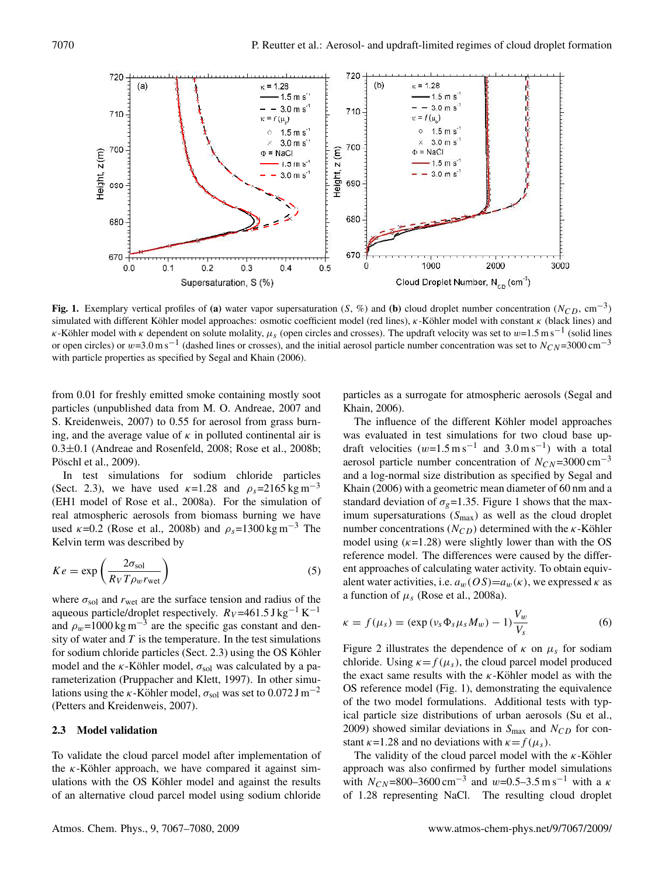(a)

κ = 1.28

1.5 m s⁻¹

3.0 m s⁻¹

κ = f(μ_s)

1.5 m s⁻¹

3.0 m s⁻¹

Φ = NaCl

1.5 m s⁻¹

3.0 m s⁻¹

Height, z (m)

670 680 690 700 710 720

0.0 0.1 0.2 0.3 0.4 0.5

Supersaturation, S (%)

(b)

κ = 1.28

1.5 m s⁻¹

3.0 m s⁻¹

κ = f(μ_s)

1.5 m s⁻¹

3.0 m s⁻¹

Φ = NaCl

1.5 m s⁻¹

3.0 m s⁻¹

Height, z (m)

670 680 690 700 710 720

0 1000 2000 3000

Cloud Droplet Number, N_CD (cm⁻³)

**Fig. 1.** Exemplary vertical profiles of **(a)** water vapor supersaturation ($S$, %) and **(b)** cloud droplet number concentration ($N_{CD}$, cm$^{-3}$) simulated with different Köhler model approaches: osmotic coefficient model (red lines), $\kappa$-Köhler model with constant $\kappa$ (black lines) and $\kappa$-Köhler model with $\kappa$ dependent on solute molality, $\mu_s$ (open circles and crosses). The updraft velocity was set to $w$=1.5 m s$^{-1}$ (solid lines or open circles) or $w$=3.0 m s$^{-1}$ (dashed lines or crosses), and the initial aerosol particle number concentration was set to $N_{CN}$=3000 cm$^{-3}$ with particle properties as specified by Segal and Khain (2006).

from 0.01 for freshly emitted smoke containing mostly soot particles (unpublished data from M. O. Andreae, 2007 and S. Kreidenweis, 2007) to 0.55 for aerosol from grass burning, and the average value of $\kappa$ in polluted continental air is 0.3±0.1 (Andreae and Rosenfeld, 2008; Rose et al., 2008b; Pöschl et al., 2009).

In test simulations for sodium chloride particles (Sect. 2.3), we have used $\kappa$=1.28 and $\rho_s$=2165 kg m$^{-3}$ (EH1 model of Rose et al., 2008a). For the simulation of real atmospheric aerosols from biomass burning we have used $\kappa$=0.2 (Rose et al., 2008b) and $\rho_s$=1300 kg m$^{-3}$ The Kelvin term was described by

$$Ke = \exp\left(\frac{2\sigma_{\mathrm{sol}}}{R_V T \rho_w r_{\mathrm{wet}}}\right) \tag{5}$$

where $\sigma_{\mathrm{sol}}$ and $r_{\mathrm{wet}}$ are the surface tension and radius of the aqueous particle/droplet respectively. $R_V$=461.5 J kg$^{-1}$ K$^{-1}$ and $\rho_w$=1000 kg m$^{-3}$ are the specific gas constant and density of water and $T$ is the temperature. In the test simulations for sodium chloride particles (Sect. 2.3) using the OS Köhler model and the $\kappa$-Köhler model, $\sigma_{\mathrm{sol}}$ was calculated by a parameterization (Pruppacher and Klett, 1997). In other simulations using the $\kappa$-Köhler model, $\sigma_{\mathrm{sol}}$ was set to 0.072 J m$^{-2}$ (Petters and Kreidenweis, 2007).

### 2.3 Model validation

To validate the cloud parcel model after implementation of the $\kappa$-Köhler approach, we have compared it against simulations with the OS Köhler model and against the results of an alternative cloud parcel model using sodium chloride particles as a surrogate for atmospheric aerosols (Segal and Khain, 2006).

The influence of the different Köhler model approaches was evaluated in test simulations for two cloud base updraft velocities ($w$=1.5 m s$^{-1}$ and 3.0 m s$^{-1}$) with a total aerosol particle number concentration of $N_{CN}$=3000 cm$^{-3}$ and a log-normal size distribution as specified by Segal and Khain (2006) with a geometric mean diameter of 60 nm and a standard deviation of $\sigma_g$=1.35. Figure 1 shows that the maximum supersaturations ($S_{\mathrm{max}}$) as well as the cloud droplet number concentrations ($N_{CD}$) determined with the $\kappa$-Köhler model using ($\kappa$=1.28) were slightly lower than with the OS reference model. The differences were caused by the different approaches of calculating water activity. To obtain equivalent water activities, i.e. $a_w(OS)$=$a_w(\kappa)$, we expressed $\kappa$ as a function of $\mu_s$ (Rose et al., 2008a).

$$\kappa = f(\mu_s) = (\exp(\nu_s \Phi_s \mu_s M_w) - 1)\frac{V_w}{V_s} \tag{6}$$

Figure 2 illustrates the dependence of $\kappa$ on $\mu_s$ for sodiam chloride. Using $\kappa$=$f(\mu_s)$, the cloud parcel model produced the exact same results with the $\kappa$-Köhler model as with the OS reference model (Fig. 1), demonstrating the equivalence of the two model formulations. Additional tests with typical particle size distributions of urban aerosols (Su et al., 2009) showed similar deviations in $S_{\mathrm{max}}$ and $N_{CD}$ for constant $\kappa$=1.28 and no deviations with $\kappa$=$f(\mu_s)$.

The validity of the cloud parcel model with the $\kappa$-Köhler approach was also confirmed by further model simulations with $N_{CN}$=800–3600 cm$^{-3}$ and $w$=0.5–3.5 m s$^{-1}$ with a $\kappa$ of 1.28 representing NaCl. The resulting cloud droplet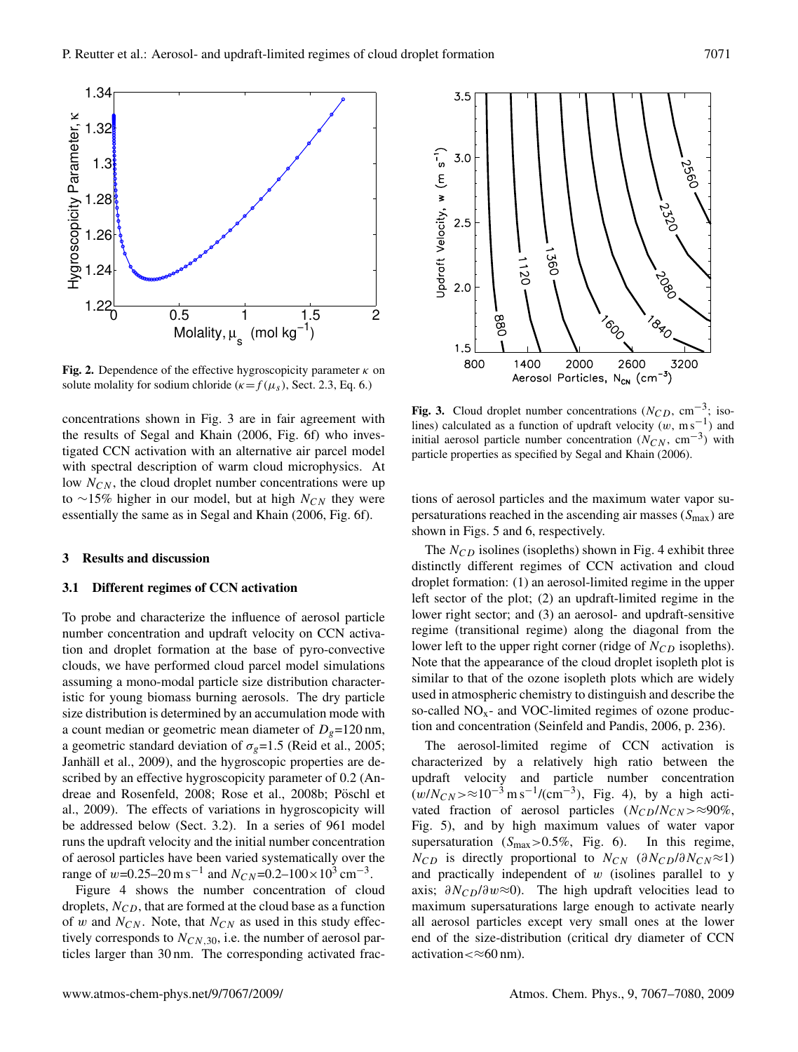1.34
1.32
1.3
1.28
1.26
1.24
1.22
0
0.5
1
1.5
2
Hygroscopicity Parameter, κ
Molality, $\mu_s$ (mol kg$^{-1}$)

**Fig. 2.** Dependence of the effective hygroscopicity parameter $\kappa$ on solute molality for sodium chloride ($\kappa = f(\mu_s)$, Sect. 2.3, Eq. 6.)

3.5
3.0
2.5
2.0
1.5
800
1400
2000
2600
3200
880
1120
1360
1600
1840
2080
2320
2560
Updraft Velocity, w (m s$^{-1}$)
Aerosol Particles, $N_{CN}$ (cm$^{-3}$)

**Fig. 3.** Cloud droplet number concentrations ($N_{CD}$, cm$^{-3}$; isolines) calculated as a function of updraft velocity ($w$, m s$^{-1}$) and initial aerosol particle number concentration ($N_{CN}$, cm$^{-3}$) with particle properties as specified by Segal and Khain (2006).

concentrations shown in Fig. 3 are in fair agreement with the results of Segal and Khain (2006, Fig. 6f) who investigated CCN activation with an alternative air parcel model with spectral description of warm cloud microphysics. At low $N_{CN}$, the cloud droplet number concentrations were up to ~15% higher in our model, but at high $N_{CN}$ they were essentially the same as in Segal and Khain (2006, Fig. 6f).

## 3 Results and discussion

### 3.1 Different regimes of CCN activation

To probe and characterize the influence of aerosol particle number concentration and updraft velocity on CCN activation and droplet formation at the base of pyro-convective clouds, we have performed cloud parcel model simulations assuming a mono-modal particle size distribution characteristic for young biomass burning aerosols. The dry particle size distribution is determined by an accumulation mode with a count median or geometric mean diameter of $D_g$=120 nm, a geometric standard deviation of $\sigma_g$=1.5 (Reid et al., 2005; Janhäll et al., 2009), and the hygroscopic properties are described by an effective hygroscopicity parameter of 0.2 (Andreae and Rosenfeld, 2008; Rose et al., 2008b; Pöschl et al., 2009). The effects of variations in hygroscopicity will be addressed below (Sect. 3.2). In a series of 961 model runs the updraft velocity and the initial number concentration of aerosol particles have been varied systematically over the range of $w$=0.25–20 m s$^{-1}$ and $N_{CN}$=0.2–100×10$^3$ cm$^{-3}$.

Figure 4 shows the number concentration of cloud droplets, $N_{CD}$, that are formed at the cloud base as a function of $w$ and $N_{CN}$. Note, that $N_{CN}$ as used in this study effectively corresponds to $N_{CN,30}$, i.e. the number of aerosol particles larger than 30 nm. The corresponding activated fractions of aerosol particles and the maximum water vapor supersaturations reached in the ascending air masses ($S_{max}$) are shown in Figs. 5 and 6, respectively.

The $N_{CD}$ isolines (isopleths) shown in Fig. 4 exhibit three distinctly different regimes of CCN activation and cloud droplet formation: (1) an aerosol-limited regime in the upper left sector of the plot; (2) an updraft-limited regime in the lower right sector; and (3) an aerosol- and updraft-sensitive regime (transitional regime) along the diagonal from the lower left to the upper right corner (ridge of $N_{CD}$ isopleths). Note that the appearance of the cloud droplet isopleth plot is similar to that of the ozone isopleth plots which are widely used in atmospheric chemistry to distinguish and describe the so-called $NO_x$- and VOC-limited regimes of ozone production and concentration (Seinfeld and Pandis, 2006, p. 236).

The aerosol-limited regime of CCN activation is characterized by a relatively high ratio between the updraft velocity and particle number concentration ($w/N_{CN}>\approx 10^{-3}$ m s$^{-1}$/(cm$^{-3}$), Fig. 4), by a high activated fraction of aerosol particles ($N_{CD}/N_{CN}>\approx$90%, Fig. 5), and by high maximum values of water vapor supersaturation ($S_{max}$>0.5%, Fig. 6). In this regime, $N_{CD}$ is directly proportional to $N_{CN}$ ($\partial N_{CD}/\partial N_{CN}\approx 1$) and practically independent of $w$ (isolines parallel to y axis; $\partial N_{CD}/\partial w\approx 0$). The high updraft velocities lead to maximum supersaturations large enough to activate nearly all aerosol particles except very small ones at the lower end of the size-distribution (critical dry diameter of CCN activation<≈60 nm).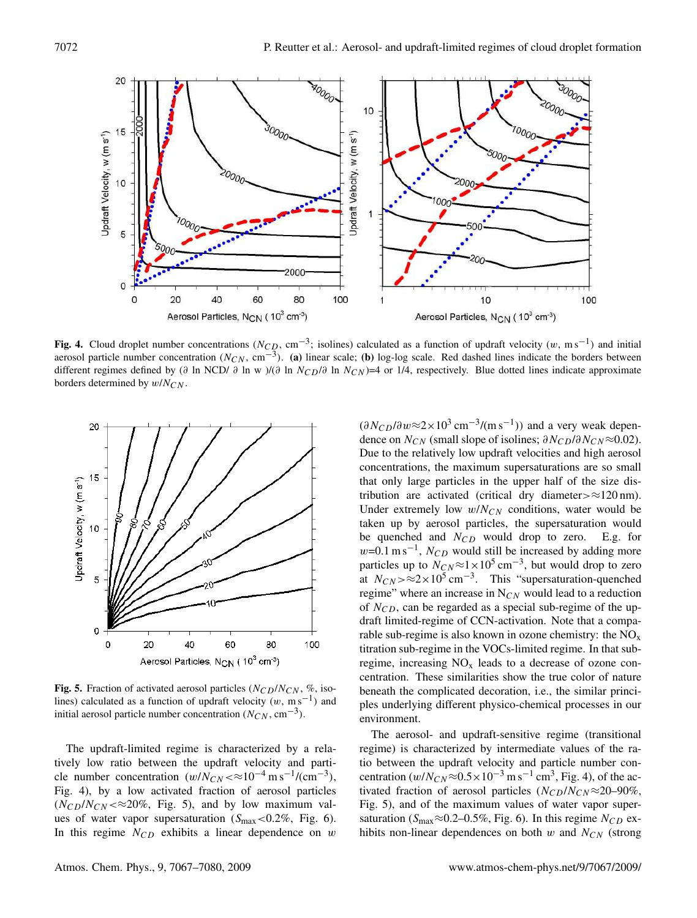Updraft Velocity, w (m s-1)

Aerosol Particles, NCN ( 10³ cm-3)

40000
30000
20000
10000
5000
2000
2000

0 20 40 60 80 100

Updraft Velocity, w (m s-1)

Aerosol Particles, NCN ( 10³ cm-3)

30000
20000
10000
5000
2000
1000
500
200

1 10 100

**Fig. 4.** Cloud droplet number concentrations ($N_{CD}$, $cm^{-3}$; isolines) calculated as a function of updraft velocity ($w$, $m\,s^{-1}$) and initial aerosol particle number concentration ($N_{CN}$, $cm^{-3}$). **(a)** linear scale; **(b)** log-log scale. Red dashed lines indicate the borders between different regimes defined by ($\partial$ ln NCD/ $\partial$ ln w )/($\partial$ ln $N_{CD}$/$\partial$ ln $N_{CN}$)=4 or 1/4, respectively. Blue dotted lines indicate approximate borders determined by $w/N_{CN}$.

Updraft Velocity, w (m s-1)

Aerosol Particles, NCN ( 10³ cm-3)

90
80
70
60
50
40
30
20
10

0 20 40 60 80 100

**Fig. 5.** Fraction of activated aerosol particles ($N_{CD}/N_{CN}$, %, isolines) calculated as a function of updraft velocity ($w$, $m\,s^{-1}$) and initial aerosol particle number concentration ($N_{CN}$, $cm^{-3}$).

The updraft-limited regime is characterized by a relatively low ratio between the updraft velocity and particle number concentration ($w/N_{CN} <\approx 10^{-4}\,m\,s^{-1}/(cm^{-3})$, Fig. 4), by a low activated fraction of aerosol particles ($N_{CD}/N_{CN} <\approx 20\%$, Fig. 5), and by low maximum values of water vapor supersaturation ($S_{max} < 0.2\%$, Fig. 6). In this regime $N_{CD}$ exhibits a linear dependence on $w$ ($\partial N_{CD}/\partial w \approx 2\times10^{3}\,cm^{-3}/(m\,s^{-1})$) and a very weak dependence on $N_{CN}$ (small slope of isolines; $\partial N_{CD}/\partial N_{CN} \approx 0.02$). Due to the relatively low updraft velocities and high aerosol concentrations, the maximum supersaturations are so small that only large particles in the upper half of the size distribution are activated (critical dry diameter$>\approx$120 nm). Under extremely low $w/N_{CN}$ conditions, water would be taken up by aerosol particles, the supersaturation would be quenched and $N_{CD}$ would drop to zero. E.g. for $w$=0.1 $m\,s^{-1}$, $N_{CD}$ would still be increased by adding more particles up to $N_{CN} \approx 1\times10^{5}\,cm^{-3}$, but would drop to zero at $N_{CN} >\approx 2\times10^{5}\,cm^{-3}$. This "supersaturation-quenched regime" where an increase in $N_{CN}$ would lead to a reduction of $N_{CD}$, can be regarded as a special sub-regime of the updraft limited-regime of CCN-activation. Note that a comparable sub-regime is also known in ozone chemistry: the $NO_x$ titration sub-regime in the VOCs-limited regime. In that sub-regime, increasing $NO_x$ leads to a decrease of ozone concentration. These similarities show the true color of nature beneath the complicated decoration, i.e., the similar principles underlying different physico-chemical processes in our environment.

The aerosol- and updraft-sensitive regime (transitional regime) is characterized by intermediate values of the ratio between the updraft velocity and particle number concentration ($w/N_{CN} \approx 0.5\times10^{-3}\,m\,s^{-1}\,cm^{3}$, Fig. 4), of the activated fraction of aerosol particles ($N_{CD}/N_{CN} \approx$20–90%, Fig. 5), and of the maximum values of water vapor supersaturation ($S_{max} \approx$0.2–0.5%, Fig. 6). In this regime $N_{CD}$ exhibits non-linear dependences on both $w$ and $N_{CN}$ (strong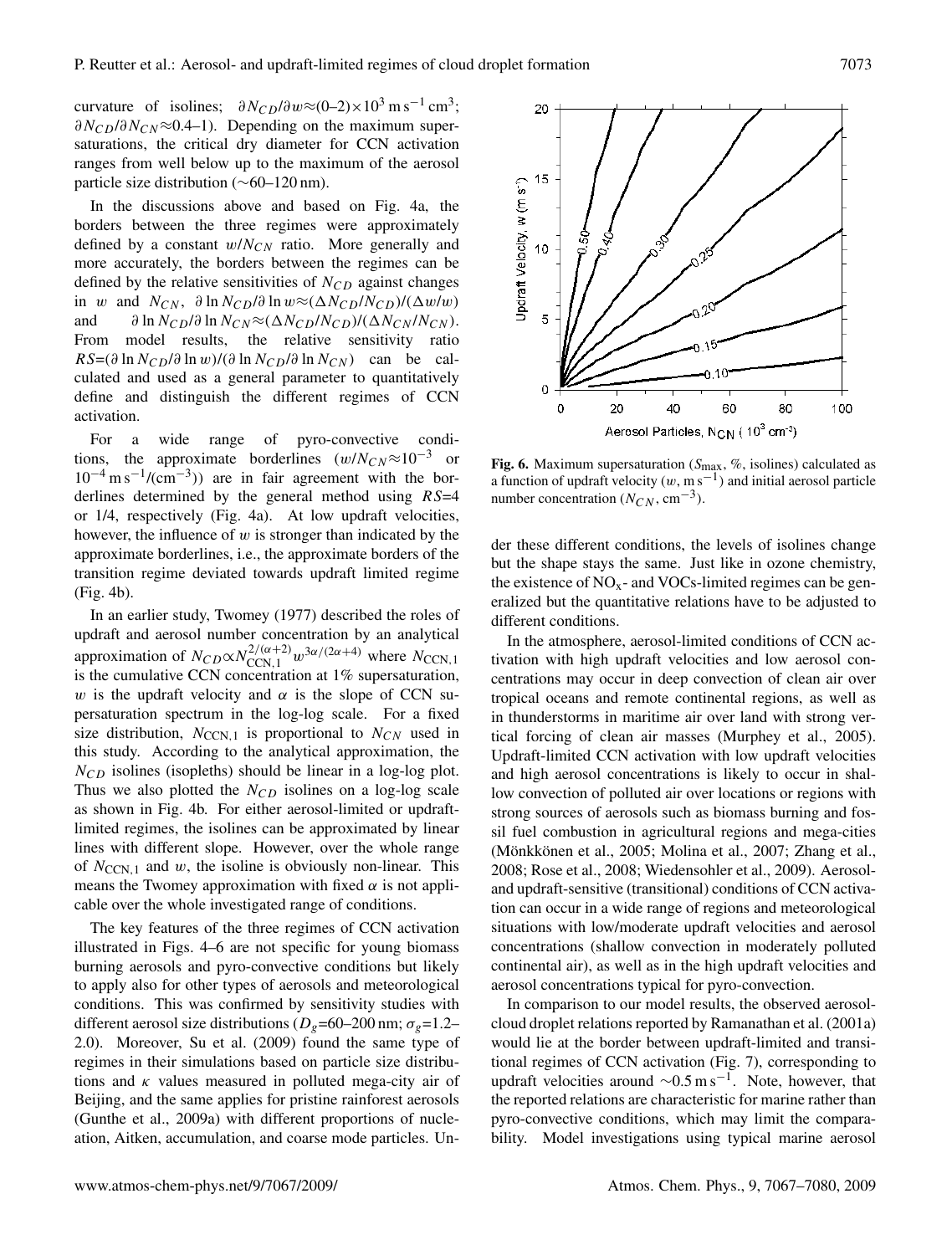curvature of isolines; $\partial N_{CD}/\partial w \approx (0\text{–}2)\times 10^3\,\mathrm{m\,s^{-1}\,cm^3}$; $\partial N_{CD}/\partial N_{CN} \approx 0.4\text{–}1$). Depending on the maximum supersaturations, the critical dry diameter for CCN activation ranges from well below up to the maximum of the aerosol particle size distribution (∼60–120 nm).

In the discussions above and based on Fig. 4a, the borders between the three regimes were approximately defined by a constant $w/N_{CN}$ ratio. More generally and more accurately, the borders between the regimes can be defined by the relative sensitivities of $N_{CD}$ against changes in $w$ and $N_{CN}$, $\partial \ln N_{CD}/\partial \ln w \approx (\Delta N_{CD}/N_{CD})/(\Delta w/w)$ and $\partial \ln N_{CD}/\partial \ln N_{CN} \approx (\Delta N_{CD}/N_{CD})/(\Delta N_{CN}/N_{CN})$. From model results, the relative sensitivity ratio $RS=(\partial \ln N_{CD}/\partial \ln w)/(\partial \ln N_{CD}/\partial \ln N_{CN})$ can be calculated and used as a general parameter to quantitatively define and distinguish the different regimes of CCN activation.

For a wide range of pyro-convective conditions, the approximate borderlines ($w/N_{CN} \approx 10^{-3}$ or $10^{-4}\,\mathrm{m\,s^{-1}/(cm^{-3})}$) are in fair agreement with the borderlines determined by the general method using $RS$=4 or 1/4, respectively (Fig. 4a). At low updraft velocities, however, the influence of $w$ is stronger than indicated by the approximate borderlines, i.e., the approximate borders of the transition regime deviated towards updraft limited regime (Fig. 4b).

In an earlier study, Twomey (1977) described the roles of updraft and aerosol number concentration by an analytical approximation of $N_{CD} \propto N_{\mathrm{CCN},1}^{2/(\alpha+2)} w^{3\alpha/(2\alpha+4)}$ where $N_{\mathrm{CCN},1}$ is the cumulative CCN concentration at 1% supersaturation, $w$ is the updraft velocity and $\alpha$ is the slope of CCN supersaturation spectrum in the log-log scale. For a fixed size distribution, $N_{\mathrm{CCN},1}$ is proportional to $N_{CN}$ used in this study. According to the analytical approximation, the $N_{CD}$ isolines (isopleths) should be linear in a log-log plot. Thus we also plotted the $N_{CD}$ isolines on a log-log scale as shown in Fig. 4b. For either aerosol-limited or updraft-limited regimes, the isolines can be approximated by linear lines with different slope. However, over the whole range of $N_{\mathrm{CCN},1}$ and $w$, the isoline is obviously non-linear. This means the Twomey approximation with fixed $\alpha$ is not applicable over the whole investigated range of conditions.

The key features of the three regimes of CCN activation illustrated in Figs. 4–6 are not specific for young biomass burning aerosols and pyro-convective conditions but likely to apply also for other types of aerosols and meteorological conditions. This was confirmed by sensitivity studies with different aerosol size distributions ($D_g$=60–200 nm; $\sigma_g$=1.2–2.0). Moreover, Su et al. (2009) found the same type of regimes in their simulations based on particle size distributions and $\kappa$ values measured in polluted mega-city air of Beijing, and the same applies for pristine rainforest aerosols (Gunthe et al., 2009a) with different proportions of nucleation, Aitken, accumulation, and coarse mode particles. Under these different conditions, the levels of isolines change but the shape stays the same. Just like in ozone chemistry, the existence of $NO_x$- and VOCs-limited regimes can be generalized but the quantitative relations have to be adjusted to different conditions.

Updraft Velocity, w (m s⁻¹)
0
5
10
15
20
0
20
40
60
80
100
Aerosol Particles, $N_{CN}$ ($10^3$ cm⁻³)
0.50
0.40
0.30
0.25
0.20
0.15
0.10

**Fig. 6.** Maximum supersaturation ($S_{max}$, %, isolines) calculated as a function of updraft velocity ($w$, m s$^{-1}$) and initial aerosol particle number concentration ($N_{CN}$, cm$^{-3}$).

In the atmosphere, aerosol-limited conditions of CCN activation with high updraft velocities and low aerosol concentrations may occur in deep convection of clean air over tropical oceans and remote continental regions, as well as in thunderstorms in maritime air over land with strong vertical forcing of clean air masses (Murphey et al., 2005). Updraft-limited CCN activation with low updraft velocities and high aerosol concentrations is likely to occur in shallow convection of polluted air over locations or regions with strong sources of aerosols such as biomass burning and fossil fuel combustion in agricultural regions and mega-cities (Mönkkönen et al., 2005; Molina et al., 2007; Zhang et al., 2008; Rose et al., 2008; Wiedensohler et al., 2009). Aerosol- and updraft-sensitive (transitional) conditions of CCN activation can occur in a wide range of regions and meteorological situations with low/moderate updraft velocities and aerosol concentrations (shallow convection in moderately polluted continental air), as well as in the high updraft velocities and aerosol concentrations typical for pyro-convection.

In comparison to our model results, the observed aerosol-cloud droplet relations reported by Ramanathan et al. (2001a) would lie at the border between updraft-limited and transitional regimes of CCN activation (Fig. 7), corresponding to updraft velocities around ∼0.5 m s$^{-1}$. Note, however, that the reported relations are characteristic for marine rather than pyro-convective conditions, which may limit the comparability. Model investigations using typical marine aerosol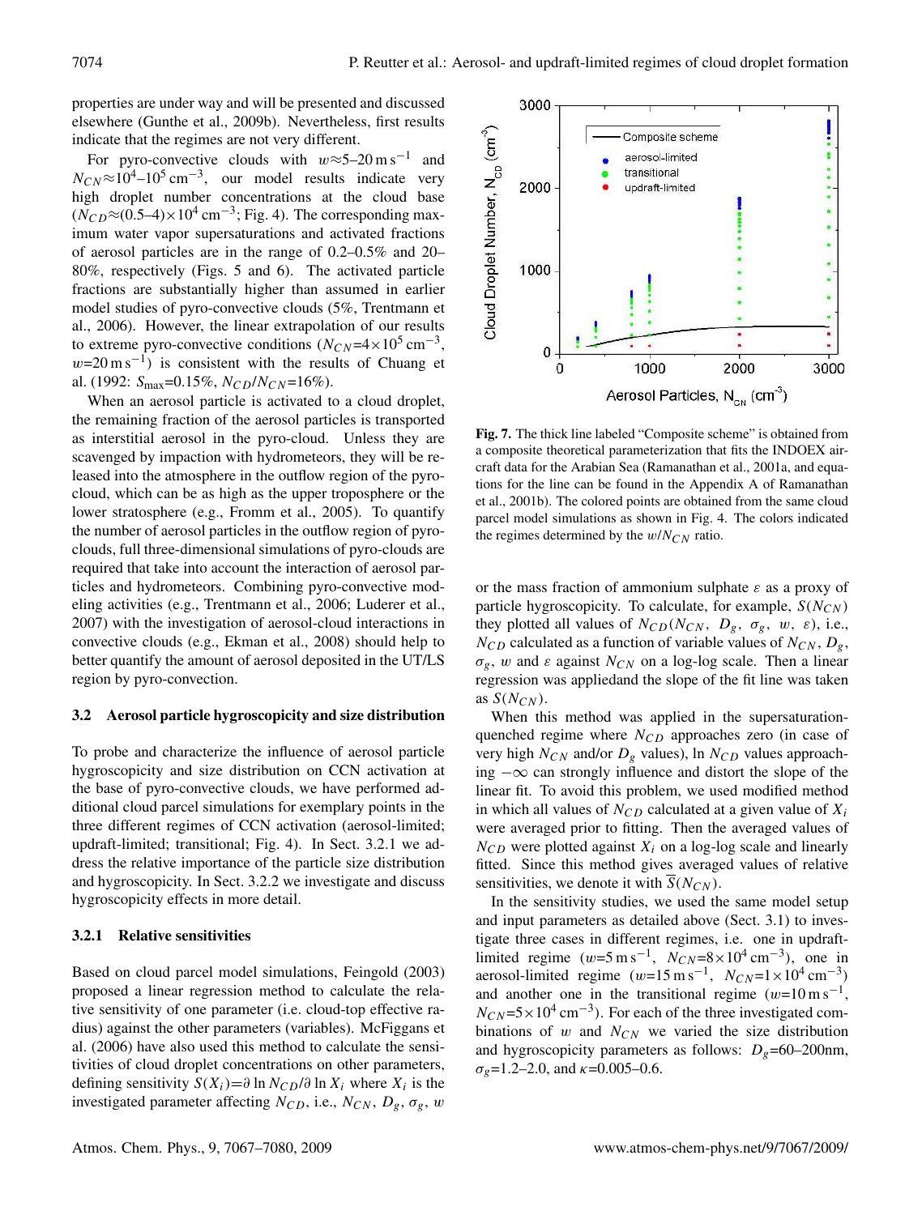properties are under way and will be presented and discussed elsewhere (Gunthe et al., 2009b). Nevertheless, first results indicate that the regimes are not very different.

For pyro-convective clouds with $w \approx 5$–$20\,\mathrm{m\,s^{-1}}$ and $N_{CN} \approx 10^4$–$10^5\,\mathrm{cm^{-3}}$, our model results indicate very high droplet number concentrations at the cloud base ($N_{CD} \approx (0.5$–$4) \times 10^4\,\mathrm{cm^{-3}}$; Fig. 4). The corresponding maximum water vapor supersaturations and activated fractions of aerosol particles are in the range of 0.2–0.5% and 20–80%, respectively (Figs. 5 and 6). The activated particle fractions are substantially higher than assumed in earlier model studies of pyro-convective clouds (5%, Trentmann et al., 2006). However, the linear extrapolation of our results to extreme pyro-convective conditions ($N_{CN}=4\times10^5\,\mathrm{cm^{-3}}$, $w=20\,\mathrm{m\,s^{-1}}$) is consistent with the results of Chuang et al. (1992: $S_{\max}=0.15\%$, $N_{CD}/N_{CN}=16\%$).

When an aerosol particle is activated to a cloud droplet, the remaining fraction of the aerosol particles is transported as interstitial aerosol in the pyro-cloud. Unless they are scavenged by impaction with hydrometeors, they will be released into the atmosphere in the outflow region of the pyro-cloud, which can be as high as the upper troposphere or the lower stratosphere (e.g., Fromm et al., 2005). To quantify the number of aerosol particles in the outflow region of pyro-clouds, full three-dimensional simulations of pyro-clouds are required that take into account the interaction of aerosol particles and hydrometeors. Combining pyro-convective modeling activities (e.g., Trentmann et al., 2006; Luderer et al., 2007) with the investigation of aerosol-cloud interactions in convective clouds (e.g., Ekman et al., 2008) should help to better quantify the amount of aerosol deposited in the UT/LS region by pyro-convection.

### 3.2 Aerosol particle hygroscopicity and size distribution

To probe and characterize the influence of aerosol particle hygroscopicity and size distribution on CCN activation at the base of pyro-convective clouds, we have performed additional cloud parcel simulations for exemplary points in the three different regimes of CCN activation (aerosol-limited; updraft-limited; transitional; Fig. 4). In Sect. 3.2.1 we address the relative importance of the particle size distribution and hygroscopicity. In Sect. 3.2.2 we investigate and discuss hygroscopicity effects in more detail.

#### 3.2.1 Relative sensitivities

Based on cloud parcel model simulations, Feingold (2003) proposed a linear regression method to calculate the relative sensitivity of one parameter (i.e. cloud-top effective radius) against the other parameters (variables). McFiggans et al. (2006) have also used this method to calculate the sensitivities of cloud droplet concentrations on other parameters, defining sensitivity $S(X_i)=\partial \ln N_{CD}/\partial \ln X_i$ where $X_i$ is the investigated parameter affecting $N_{CD}$, i.e., $N_{CN}$, $D_g$, $\sigma_g$, $w$

3000
Cloud Droplet Number, $N_{CD}$ (cm$^{-3}$)
2000
1000
0
0
1000
2000
3000
Aerosol Particles, $N_{CN}$ (cm$^{-3}$)
Composite scheme
aerosol-limited
transitional
updraft-limited

**Fig. 7.** The thick line labeled "Composite scheme" is obtained from a composite theoretical parameterization that fits the INDOEX aircraft data for the Arabian Sea (Ramanathan et al., 2001a, and equations for the line can be found in the Appendix A of Ramanathan et al., 2001b). The colored points are obtained from the same cloud parcel model simulations as shown in Fig. 4. The colors indicated the regimes determined by the $w/N_{CN}$ ratio.

or the mass fraction of ammonium sulphate $\varepsilon$ as a proxy of particle hygroscopicity. To calculate, for example, $S(N_{CN})$ they plotted all values of $N_{CD}(N_{CN}, D_g, \sigma_g, w, \varepsilon)$, i.e., $N_{CD}$ calculated as a function of variable values of $N_{CN}$, $D_g$, $\sigma_g$, $w$ and $\varepsilon$ against $N_{CN}$ on a log-log scale. Then a linear regression was appliedand the slope of the fit line was taken as $S(N_{CN})$.

When this method was applied in the supersaturation-quenched regime where $N_{CD}$ approaches zero (in case of very high $N_{CN}$ and/or $D_g$ values), ln $N_{CD}$ values approaching $-\infty$ can strongly influence and distort the slope of the linear fit. To avoid this problem, we used modified method in which all values of $N_{CD}$ calculated at a given value of $X_i$ were averaged prior to fitting. Then the averaged values of $N_{CD}$ were plotted against $X_i$ on a log-log scale and linearly fitted. Since this method gives averaged values of relative sensitivities, we denote it with $\overline{S}(N_{CN})$.

In the sensitivity studies, we used the same model setup and input parameters as detailed above (Sect. 3.1) to investigate three cases in different regimes, i.e. one in updraft-limited regime ($w=5\,\mathrm{m\,s^{-1}}$, $N_{CN}=8\times10^4\,\mathrm{cm^{-3}}$), one in aerosol-limited regime ($w=15\,\mathrm{m\,s^{-1}}$, $N_{CN}=1\times10^4\,\mathrm{cm^{-3}}$) and another one in the transitional regime ($w=10\,\mathrm{m\,s^{-1}}$, $N_{CN}=5\times10^4\,\mathrm{cm^{-3}}$). For each of the three investigated combinations of $w$ and $N_{CN}$ we varied the size distribution and hygroscopicity parameters as follows: $D_g$=60–200nm, $\sigma_g$=1.2–2.0, and $\kappa$=0.005–0.6.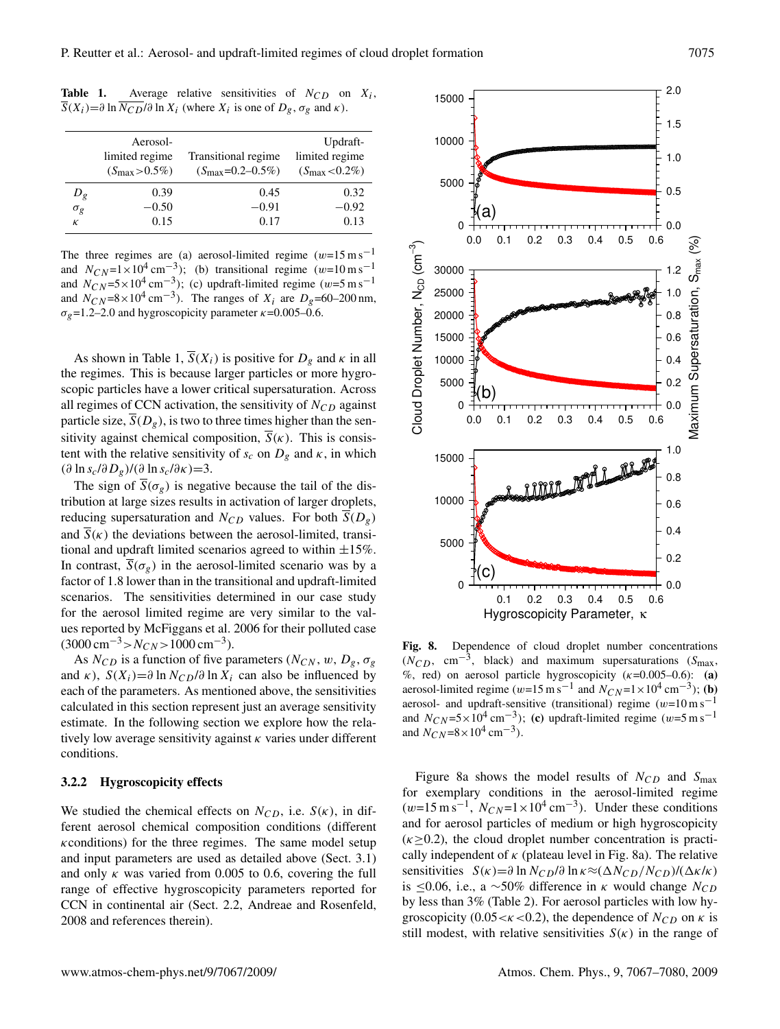**Table 1.** Average relative sensitivities of $N_{CD}$ on $X_i$, $\overline{S}(X_i)=\partial \ln \overline{N_{CD}}/\partial \ln X_i$ (where $X_i$ is one of $D_g$, $\sigma_g$ and $\kappa$).

| | Aerosol-limited regime ($S_{max}$>0.5%) | Transitional regime ($S_{max}$=0.2–0.5%) | Updraft-limited regime ($S_{max}$<0.2%) |
|---|---|---|---|
| $D_g$ | 0.39 | 0.45 | 0.32 |
| $\sigma_g$ | −0.50 | −0.91 | −0.92 |
| $\kappa$ | 0.15 | 0.17 | 0.13 |

The three regimes are (a) aerosol-limited regime ($w$=15 m s$^{-1}$ and $N_{CN}$=1×10$^4$ cm$^{-3}$); (b) transitional regime ($w$=10 m s$^{-1}$ and $N_{CN}$=5×10$^4$ cm$^{-3}$); (c) updraft-limited regime ($w$=5 m s$^{-1}$ and $N_{CN}$=8×10$^4$ cm$^{-3}$). The ranges of $X_i$ are $D_g$=60–200 nm, $\sigma_g$=1.2–2.0 and hygroscopicity parameter $\kappa$=0.005–0.6.

As shown in Table 1, $\overline{S}(X_i)$ is positive for $D_g$ and $\kappa$ in all the regimes. This is because larger particles or more hygroscopic particles have a lower critical supersaturation. Across all regimes of CCN activation, the sensitivity of $N_{CD}$ against particle size, $\overline{S}(D_g)$, is two to three times higher than the sensitivity against chemical composition, $\overline{S}(\kappa)$. This is consistent with the relative sensitivity of $s_c$ on $D_g$ and $\kappa$, in which $(\partial \ln s_c/\partial D_g)/(\partial \ln s_c/\partial\kappa)$=3.

The sign of $\overline{S}(\sigma_g)$ is negative because the tail of the distribution at large sizes results in activation of larger droplets, reducing supersaturation and $N_{CD}$ values. For both $\overline{S}(D_g)$ and $\overline{S}(\kappa)$ the deviations between the aerosol-limited, transitional and updraft limited scenarios agreed to within ±15%. In contrast, $\overline{S}(\sigma_g)$ in the aerosol-limited scenario was by a factor of 1.8 lower than in the transitional and updraft-limited scenarios. The sensitivities determined in our case study for the aerosol limited regime are very similar to the values reported by McFiggans et al. 2006 for their polluted case (3000 cm$^{-3}$>$N_{CN}$>1000 cm$^{-3}$).

As $N_{CD}$ is a function of five parameters ($N_{CN}$, $w$, $D_g$, $\sigma_g$ and $\kappa$), $S(X_i)=\partial \ln N_{CD}/\partial \ln X_i$ can also be influenced by each of the parameters. As mentioned above, the sensitivities calculated in this section represent just an average sensitivity estimate. In the following section we explore how the relatively low average sensitivity against $\kappa$ varies under different conditions.

### 3.2.2 Hygroscopicity effects

We studied the chemical effects on $N_{CD}$, i.e. $S(\kappa)$, in different aerosol chemical composition conditions (different $\kappa$conditions) for the three regimes. The same model setup and input parameters are used as detailed above (Sect. 3.1) and only $\kappa$ was varied from 0.005 to 0.6, covering the full range of effective hygroscopicity parameters reported for CCN in continental air (Sect. 2.2, Andreae and Rosenfeld, 2008 and references therein).

(a)
(b)
(c)
Cloud Droplet Number, $N_{CD}$ (cm$^{-3}$)
Maximum Supersaturation, $S_{max}$ (%)
Hygroscopicity Parameter, κ

**Fig. 8.** Dependence of cloud droplet number concentrations ($N_{CD}$, cm$^{-3}$, black) and maximum supersaturations ($S_{max}$, %, red) on aerosol particle hygroscopicity ($\kappa$=0.005–0.6): **(a)** aerosol-limited regime ($w$=15 m s$^{-1}$ and $N_{CN}$=1×10$^4$ cm$^{-3}$); **(b)** aerosol- and updraft-sensitive (transitional) regime ($w$=10 m s$^{-1}$ and $N_{CN}$=5×10$^4$ cm$^{-3}$); **(c)** updraft-limited regime ($w$=5 m s$^{-1}$ and $N_{CN}$=8×10$^4$ cm$^{-3}$).

Figure 8a shows the model results of $N_{CD}$ and $S_{max}$ for exemplary conditions in the aerosol-limited regime ($w$=15 m s$^{-1}$, $N_{CN}$=1×10$^4$ cm$^{-3}$). Under these conditions and for aerosol particles of medium or high hygroscopicity ($\kappa \geq$0.2), the cloud droplet number concentration is practically independent of $\kappa$ (plateau level in Fig. 8a). The relative sensitivities $S(\kappa)=\partial \ln N_{CD}/\partial \ln\kappa \approx (\Delta N_{CD}/N_{CD})/(\Delta\kappa/\kappa)$ is ≤0.06, i.e., a ∼50% difference in $\kappa$ would change $N_{CD}$ by less than 3% (Table 2). For aerosol particles with low hygroscopicity (0.05<$\kappa$<0.2), the dependence of $N_{CD}$ on $\kappa$ is still modest, with relative sensitivities $S(\kappa)$ in the range of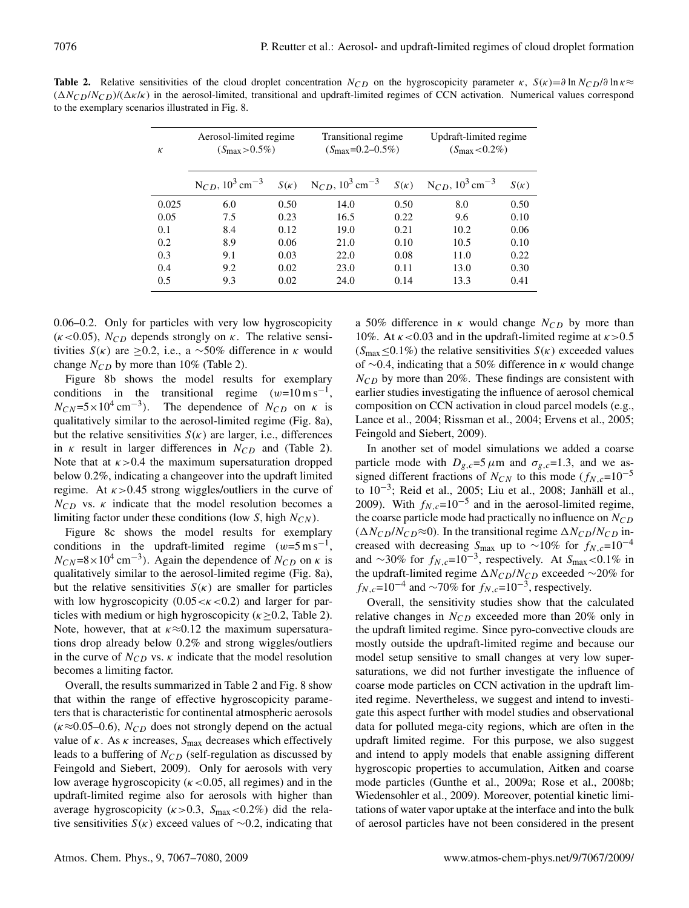**Table 2.** Relative sensitivities of the cloud droplet concentration $N_{CD}$ on the hygroscopicity parameter $\kappa$, $S(\kappa)=\partial \ln N_{CD}/\partial \ln\kappa \approx (\Delta N_{CD}/N_{CD})/(\Delta\kappa/\kappa)$ in the aerosol-limited, transitional and updraft-limited regimes of CCN activation. Numerical values correspond to the exemplary scenarios illustrated in Fig. 8.

| $\kappa$ | Aerosol-limited regime ($S_{\max}>0.5\%$) | | Transitional regime ($S_{\max}$=0.2–0.5%) | | Updraft-limited regime ($S_{\max}<0.2\%$) | |
|---|---|---|---|---|---|---|
| | $N_{CD}$, $10^3$ cm$^{-3}$ | $S(\kappa)$ | $N_{CD}$, $10^3$ cm$^{-3}$ | $S(\kappa)$ | $N_{CD}$, $10^3$ cm$^{-3}$ | $S(\kappa)$ |
| 0.025 | 6.0 | 0.50 | 14.0 | 0.50 | 8.0 | 0.50 |
| 0.05 | 7.5 | 0.23 | 16.5 | 0.22 | 9.6 | 0.10 |
| 0.1 | 8.4 | 0.12 | 19.0 | 0.21 | 10.2 | 0.06 |
| 0.2 | 8.9 | 0.06 | 21.0 | 0.10 | 10.5 | 0.10 |
| 0.3 | 9.1 | 0.03 | 22.0 | 0.08 | 11.0 | 0.22 |
| 0.4 | 9.2 | 0.02 | 23.0 | 0.11 | 13.0 | 0.30 |
| 0.5 | 9.3 | 0.02 | 24.0 | 0.14 | 13.3 | 0.41 |

0.06–0.2. Only for particles with very low hygroscopicity ($\kappa<0.05$), $N_{CD}$ depends strongly on $\kappa$. The relative sensitivities $S(\kappa)$ are $\geq$0.2, i.e., a ∼50% difference in $\kappa$ would change $N_{CD}$ by more than 10% (Table 2).

Figure 8b shows the model results for exemplary conditions in the transitional regime ($w$=10 m s$^{-1}$, $N_{CN}$=5×10$^4$ cm$^{-3}$). The dependence of $N_{CD}$ on $\kappa$ is qualitatively similar to the aerosol-limited regime (Fig. 8a), but the relative sensitivities $S(\kappa)$ are larger, i.e., differences in $\kappa$ result in larger differences in $N_{CD}$ and (Table 2). Note that at $\kappa>0.4$ the maximum supersaturation dropped below 0.2%, indicating a changeover into the updraft limited regime. At $\kappa>0.45$ strong wiggles/outliers in the curve of $N_{CD}$ vs. $\kappa$ indicate that the model resolution becomes a limiting factor under these conditions (low $S$, high $N_{CN}$).

Figure 8c shows the model results for exemplary conditions in the updraft-limited regime ($w$=5 m s$^{-1}$, $N_{CN}$=8×10$^4$ cm$^{-3}$). Again the dependence of $N_{CD}$ on $\kappa$ is qualitatively similar to the aerosol-limited regime (Fig. 8a), but the relative sensitivities $S(\kappa)$ are smaller for particles with low hygroscopicity ($0.05<\kappa<0.2$) and larger for particles with medium or high hygroscopicity ($\kappa\geq0.2$, Table 2). Note, however, that at $\kappa\approx0.12$ the maximum supersaturations drop already below 0.2% and strong wiggles/outliers in the curve of $N_{CD}$ vs. $\kappa$ indicate that the model resolution becomes a limiting factor.

Overall, the results summarized in Table 2 and Fig. 8 show that within the range of effective hygroscopicity parameters that is characteristic for continental atmospheric aerosols ($\kappa\approx$0.05–0.6), $N_{CD}$ does not strongly depend on the actual value of $\kappa$. As $\kappa$ increases, $S_{\max}$ decreases which effectively leads to a buffering of $N_{CD}$ (self-regulation as discussed by Feingold and Siebert, 2009). Only for aerosols with very low average hygroscopicity ($\kappa<0.05$, all regimes) and in the updraft-limited regime also for aerosols with higher than average hygroscopicity ($\kappa>0.3$, $S_{\max}<0.2\%$) did the relative sensitivities $S(\kappa)$ exceed values of ∼0.2, indicating that a 50% difference in $\kappa$ would change $N_{CD}$ by more than 10%. At $\kappa<0.03$ and in the updraft-limited regime at $\kappa>0.5$ ($S_{\max}\leq0.1\%$) the relative sensitivities $S(\kappa)$ exceeded values of ∼0.4, indicating that a 50% difference in $\kappa$ would change $N_{CD}$ by more than 20%. These findings are consistent with earlier studies investigating the influence of aerosol chemical composition on CCN activation in cloud parcel models (e.g., Lance et al., 2004; Rissman et al., 2004; Ervens et al., 2005; Feingold and Siebert, 2009).

In another set of model simulations we added a coarse particle mode with $D_{g,c}$=5 µm and $\sigma_{g,c}$=1.3, and we assigned different fractions of $N_{CN}$ to this mode ($f_{N,c}$=10$^{-5}$ to 10$^{-3}$; Reid et al., 2005; Liu et al., 2008; Janhäll et al., 2009). With $f_{N,c}$=10$^{-5}$ and in the aerosol-limited regime, the coarse particle mode had practically no influence on $N_{CD}$ ($\Delta N_{CD}/N_{CD}\approx0$). In the transitional regime $\Delta N_{CD}/N_{CD}$ increased with decreasing $S_{\max}$ up to ∼10% for $f_{N,c}$=10$^{-4}$ and ∼30% for $f_{N,c}$=10$^{-3}$, respectively. At $S_{\max}<0.1\%$ in the updraft-limited regime $\Delta N_{CD}/N_{CD}$ exceeded ∼20% for $f_{N,c}$=10$^{-4}$ and ∼70% for $f_{N,c}$=10$^{-3}$, respectively.

Overall, the sensitivity studies show that the calculated relative changes in $N_{CD}$ exceeded more than 20% only in the updraft limited regime. Since pyro-convective clouds are mostly outside the updraft-limited regime and because our model setup sensitive to small changes at very low supersaturations, we did not further investigate the influence of coarse mode particles on CCN activation in the updraft limited regime. Nevertheless, we suggest and intend to investigate this aspect further with model studies and observational data for polluted mega-city regions, which are often in the updraft limited regime. For this purpose, we also suggest and intend to apply models that enable assigning different hygroscopic properties to accumulation, Aitken and coarse mode particles (Gunthe et al., 2009a; Rose et al., 2008b; Wiedensohler et al., 2009). Moreover, potential kinetic limitations of water vapor uptake at the interface and into the bulk of aerosol particles have not been considered in the present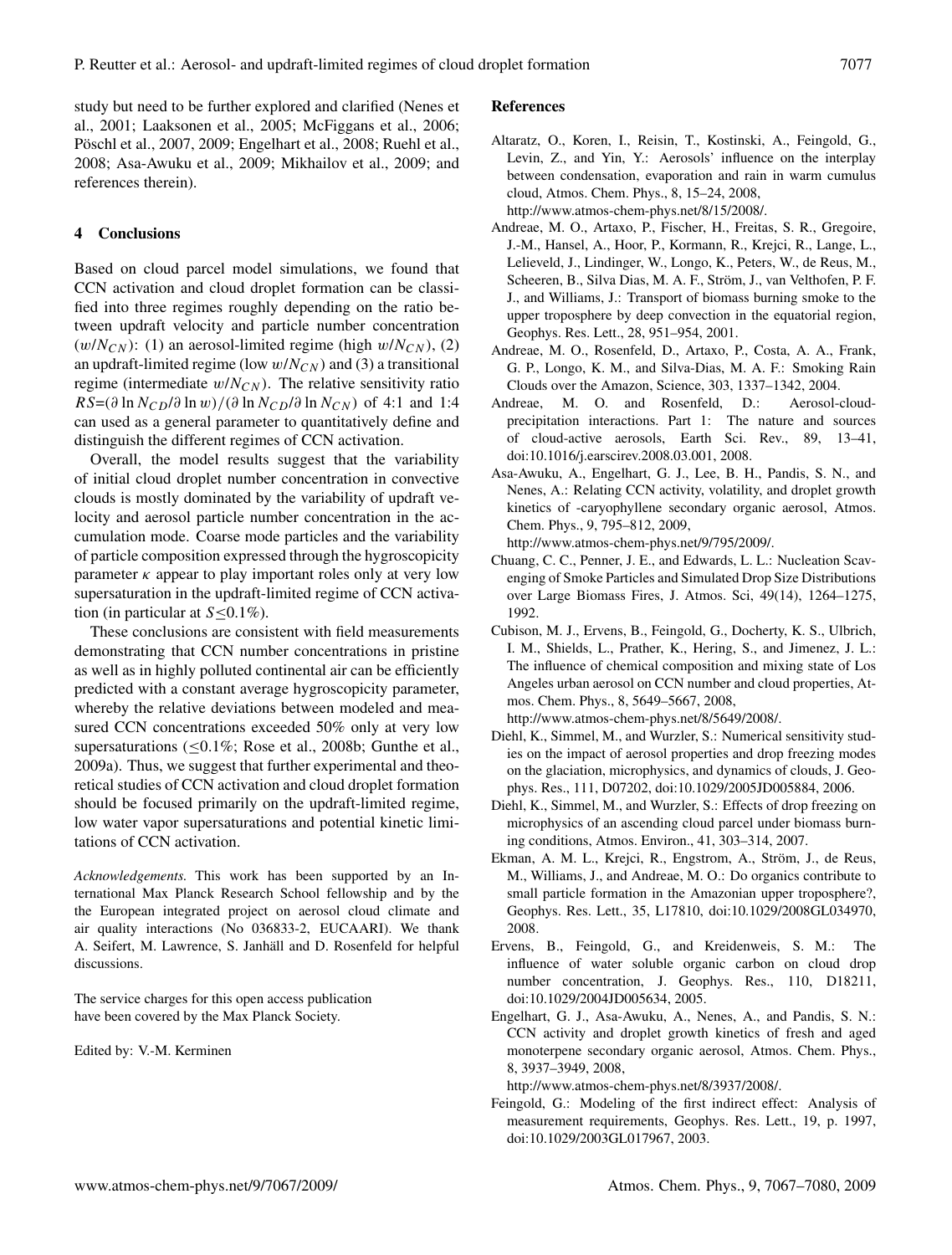study but need to be further explored and clarified (Nenes et al., 2001; Laaksonen et al., 2005; McFiggans et al., 2006; Pöschl et al., 2007, 2009; Engelhart et al., 2008; Ruehl et al., 2008; Asa-Awuku et al., 2009; Mikhailov et al., 2009; and references therein).

## 4 Conclusions

Based on cloud parcel model simulations, we found that CCN activation and cloud droplet formation can be classified into three regimes roughly depending on the ratio between updraft velocity and particle number concentration ($w/N_{CN}$): (1) an aerosol-limited regime (high $w/N_{CN}$), (2) an updraft-limited regime (low $w/N_{CN}$) and (3) a transitional regime (intermediate $w/N_{CN}$). The relative sensitivity ratio $RS=(\partial \ln N_{CD}/\partial \ln w)/(\partial \ln N_{CD}/\partial \ln N_{CN})$ of 4:1 and 1:4 can used as a general parameter to quantitatively define and distinguish the different regimes of CCN activation.

Overall, the model results suggest that the variability of initial cloud droplet number concentration in convective clouds is mostly dominated by the variability of updraft velocity and aerosol particle number concentration in the accumulation mode. Coarse mode particles and the variability of particle composition expressed through the hygroscopicity parameter $\kappa$ appear to play important roles only at very low supersaturation in the updraft-limited regime of CCN activation (in particular at $S \leq 0.1\%$).

These conclusions are consistent with field measurements demonstrating that CCN number concentrations in pristine as well as in highly polluted continental air can be efficiently predicted with a constant average hygroscopicity parameter, whereby the relative deviations between modeled and measured CCN concentrations exceeded 50% only at very low supersaturations ($\leq 0.1\%$; Rose et al., 2008b; Gunthe et al., 2009a). Thus, we suggest that further experimental and theoretical studies of CCN activation and cloud droplet formation should be focused primarily on the updraft-limited regime, low water vapor supersaturations and potential kinetic limitations of CCN activation.

*Acknowledgements.* This work has been supported by an International Max Planck Research School fellowship and by the European integrated project on aerosol cloud climate and air quality interactions (No 036833-2, EUCAARI). We thank A. Seifert, M. Lawrence, S. Janhäll and D. Rosenfeld for helpful discussions.

The service charges for this open access publication have been covered by the Max Planck Society.

Edited by: V.-M. Kerminen

## References

Altaratz, O., Koren, I., Reisin, T., Kostinski, A., Feingold, G., Levin, Z., and Yin, Y.: Aerosols' influence on the interplay between condensation, evaporation and rain in warm cumulus cloud, Atmos. Chem. Phys., 8, 15–24, 2008, http://www.atmos-chem-phys.net/8/15/2008/.

Andreae, M. O., Artaxo, P., Fischer, H., Freitas, S. R., Gregoire, J.-M., Hansel, A., Hoor, P., Kormann, R., Krejci, R., Lange, L., Lelieveld, J., Lindinger, W., Longo, K., Peters, W., de Reus, M., Scheeren, B., Silva Dias, M. A. F., Ström, J., van Velthofen, P. F. J., and Williams, J.: Transport of biomass burning smoke to the upper troposphere by deep convection in the equatorial region, Geophys. Res. Lett., 28, 951–954, 2001.

Andreae, M. O., Rosenfeld, D., Artaxo, P., Costa, A. A., Frank, G. P., Longo, K. M., and Silva-Dias, M. A. F.: Smoking Rain Clouds over the Amazon, Science, 303, 1337–1342, 2004.

Andreae, M. O. and Rosenfeld, D.: Aerosol-cloud-precipitation interactions. Part 1: The nature and sources of cloud-active aerosols, Earth Sci. Rev., 89, 13–41, doi:10.1016/j.earscirev.2008.03.001, 2008.

Asa-Awuku, A., Engelhart, G. J., Lee, B. H., Pandis, S. N., and Nenes, A.: Relating CCN activity, volatility, and droplet growth kinetics of -caryophyllene secondary organic aerosol, Atmos. Chem. Phys., 9, 795–812, 2009, http://www.atmos-chem-phys.net/9/795/2009/.

Chuang, C. C., Penner, J. E., and Edwards, L. L.: Nucleation Scavenging of Smoke Particles and Simulated Drop Size Distributions over Large Biomass Fires, J. Atmos. Sci, 49(14), 1264–1275, 1992.

Cubison, M. J., Ervens, B., Feingold, G., Docherty, K. S., Ulbrich, I. M., Shields, L., Prather, K., Hering, S., and Jimenez, J. L.: The influence of chemical composition and mixing state of Los Angeles urban aerosol on CCN number and cloud properties, Atmos. Chem. Phys., 8, 5649–5667, 2008, http://www.atmos-chem-phys.net/8/5649/2008/.

Diehl, K., Simmel, M., and Wurzler, S.: Numerical sensitivity studies on the impact of aerosol properties and drop freezing modes on the glaciation, microphysics, and dynamics of clouds, J. Geophys. Res., 111, D07202, doi:10.1029/2005JD005884, 2006.

Diehl, K., Simmel, M., and Wurzler, S.: Effects of drop freezing on microphysics of an ascending cloud parcel under biomass burning conditions, Atmos. Environ., 41, 303–314, 2007.

Ekman, A. M. L., Krejci, R., Engstrom, A., Ström, J., de Reus, M., Williams, J., and Andreae, M. O.: Do organics contribute to small particle formation in the Amazonian upper troposphere?, Geophys. Res. Lett., 35, L17810, doi:10.1029/2008GL034970, 2008.

Ervens, B., Feingold, G., and Kreidenweis, S. M.: The influence of water soluble organic carbon on cloud drop number concentration, J. Geophys. Res., 110, D18211, doi:10.1029/2004JD005634, 2005.

Engelhart, G. J., Asa-Awuku, A., Nenes, A., and Pandis, S. N.: CCN activity and droplet growth kinetics of fresh and aged monoterpene secondary organic aerosol, Atmos. Chem. Phys., 8, 3937–3949, 2008, http://www.atmos-chem-phys.net/8/3937/2008/.

Feingold, G.: Modeling of the first indirect effect: Analysis of measurement requirements, Geophys. Res. Lett., 19, p. 1997, doi:10.1029/2003GL017967, 2003.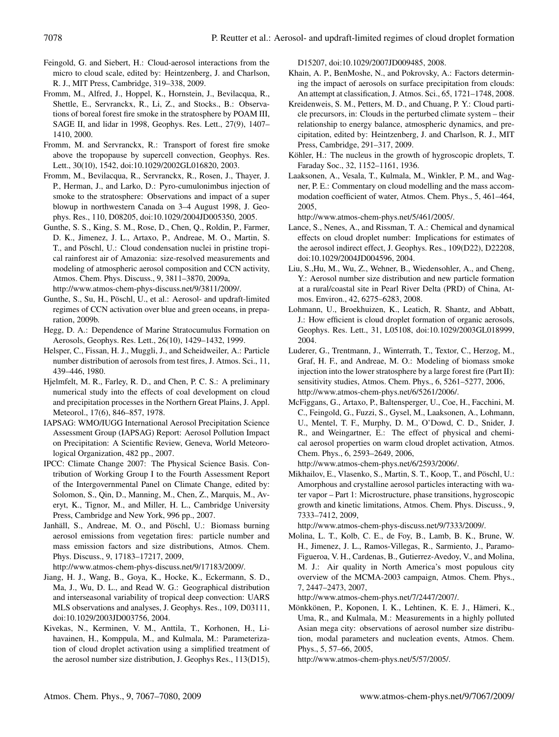Feingold, G. and Siebert, H.: Cloud-aerosol interactions from the micro to cloud scale, edited by: Heintzenberg, J. and Charlson, R. J., MIT Press, Cambridge, 319–338, 2009.

Fromm, M., Alfred, J., Hoppel, K., Hornstein, J., Bevilacqua, R., Shettle, E., Servranckx, R., Li, Z., and Stocks., B.: Observations of boreal forest fire smoke in the stratosphere by POAM III, SAGE II, and lidar in 1998, Geophys. Res. Lett., 27(9), 1407–1410, 2000.

Fromm, M. and Servranckx, R.: Transport of forest fire smoke above the tropopause by supercell convection, Geophys. Res. Lett., 30(10), 1542, doi:10.1029/2002GL016820, 2003.

Fromm, M., Bevilacqua, R., Servranckx, R., Rosen, J., Thayer, J. P., Herman, J., and Larko, D.: Pyro-cumulonimbus injection of smoke to the stratosphere: Observations and impact of a super blowup in northwestern Canada on 3–4 August 1998, J. Geophys. Res., 110, D08205, doi:10.1029/2004JD005350, 2005.

Gunthe, S. S., King, S. M., Rose, D., Chen, Q., Roldin, P., Farmer, D. K., Jimenez, J. L., Artaxo, P., Andreae, M. O., Martin, S. T., and Pöschl, U.: Cloud condensation nuclei in pristine tropical rainforest air of Amazonia: size-resolved measurements and modeling of atmospheric aerosol composition and CCN activity, Atmos. Chem. Phys. Discuss., 9, 3811–3870, 2009a, http://www.atmos-chem-phys-discuss.net/9/3811/2009/.

Gunthe, S., Su, H., Pöschl, U., et al.: Aerosol- and updraft-limited regimes of CCN activation over blue and green oceans, in preparation, 2009b.

Hegg, D. A.: Dependence of Marine Stratocumulus Formation on Aerosols, Geophys. Res. Lett., 26(10), 1429–1432, 1999.

Helsper, C., Fissan, H. J., Muggli, J., and Scheidweiler, A.: Particle number distribution of aerosols from test fires, J. Atmos. Sci., 11, 439–446, 1980.

Hjelmfelt, M. R., Farley, R. D., and Chen, P. C. S.: A preliminary numerical study into the effects of coal development on cloud and precipitation processes in the Northern Great Plains, J. Appl. Meteorol., 17(6), 846–857, 1978.

IAPSAG: WMO/IUGG International Aerosol Precipitation Science Assessment Group (IAPSAG) Report: Aerosol Pollution Impact on Precipitation: A Scientific Review, Geneva, World Meteorological Organization, 482 pp., 2007.

IPCC: Climate Change 2007: The Physical Science Basis. Contribution of Working Group I to the Fourth Assessment Report of the Intergovernmental Panel on Climate Change, edited by: Solomon, S., Qin, D., Manning, M., Chen, Z., Marquis, M., Averyt, K., Tignor, M., and Miller, H. L., Cambridge University Press, Cambridge and New York, 996 pp., 2007.

Janhäll, S., Andreae, M. O., and Pöschl, U.: Biomass burning aerosol emissions from vegetation fires: particle number and mass emission factors and size distributions, Atmos. Chem. Phys. Discuss., 9, 17183–17217, 2009, http://www.atmos-chem-phys-discuss.net/9/17183/2009/.

Jiang, H. J., Wang, B., Goya, K., Hocke, K., Eckermann, S. D., Ma, J., Wu, D. L., and Read W. G.: Geographical distribution and interseasonal variability of tropical deep convection: UARS MLS observations and analyses, J. Geophys. Res., 109, D03111, doi:10.1029/2003JD003756, 2004.

Kivekas, N., Kerminen, V. M., Anttila, T., Korhonen, H., Lihavainen, H., Komppula, M., and Kulmala, M.: Parameterization of cloud droplet activation using a simplified treatment of the aerosol number size distribution, J. Geophys Res., 113(D15), D15207, doi:10.1029/2007JD009485, 2008.

Khain, A. P., BenMoshe, N., and Pokrovsky, A.: Factors determining the impact of aerosols on surface precipitation from clouds: An attempt at classification, J. Atmos. Sci., 65, 1721–1748, 2008.

Kreidenweis, S. M., Petters, M. D., and Chuang, P. Y.: Cloud particle precursors, in: Clouds in the perturbed climate system – their relationship to energy balance, atmospheric dynamics, and precipitation, edited by: Heintzenberg, J. and Charlson, R. J., MIT Press, Cambridge, 291–317, 2009.

Köhler, H.: The nucleus in the growth of hygroscopic droplets, T. Faraday Soc., 32, 1152–1161, 1936.

Laaksonen, A., Vesala, T., Kulmala, M., Winkler, P. M., and Wagner, P. E.: Commentary on cloud modelling and the mass accommodation coefficient of water, Atmos. Chem. Phys., 5, 461–464, 2005, http://www.atmos-chem-phys.net/5/461/2005/.

Lance, S., Nenes, A., and Rissman, T. A.: Chemical and dynamical effects on cloud droplet number: Implications for estimates of the aerosol indirect effect, J. Geophys. Res., 109(D22), D22208, doi:10.1029/2004JD004596, 2004.

Liu, S.,Hu, M., Wu, Z., Wehner, B., Wiedensohler, A., and Cheng, Y.: Aerosol number size distribution and new particle formation at a rural/coastal site in Pearl River Delta (PRD) of China, Atmos. Environ., 42, 6275–6283, 2008.

Lohmann, U., Broekhuizen, K., Leatich, R. Shantz, and Abbatt, J.: How efficient is cloud droplet formation of organic aerosols, Geophys. Res. Lett., 31, L05108, doi:10.1029/2003GL018999, 2004.

Luderer, G., Trentmann, J., Winterrath, T., Textor, C., Herzog, M., Graf, H. F., and Andreae, M. O.: Modeling of biomass smoke injection into the lower stratosphere by a large forest fire (Part II): sensitivity studies, Atmos. Chem. Phys., 6, 5261–5277, 2006, http://www.atmos-chem-phys.net/6/5261/2006/.

McFiggans, G., Artaxo, P., Baltensperger, U., Coe, H., Facchini, M. C., Feingold, G., Fuzzi, S., Gysel, M., Laaksonen, A., Lohmann, U., Mentel, T. F., Murphy, D. M., O'Dowd, C. D., Snider, J. R., and Weingartner, E.: The effect of physical and chemical aerosol properties on warm cloud droplet activation, Atmos. Chem. Phys., 6, 2593–2649, 2006, http://www.atmos-chem-phys.net/6/2593/2006/.

Mikhailov, E., Vlasenko, S., Martin, S. T., Koop, T., and Pöschl, U.: Amorphous and crystalline aerosol particles interacting with water vapor – Part 1: Microstructure, phase transitions, hygroscopic growth and kinetic limitations, Atmos. Chem. Phys. Discuss., 9, 7333–7412, 2009, http://www.atmos-chem-phys-discuss.net/9/7333/2009/.

Molina, L. T., Kolb, C. E., de Foy, B., Lamb, B. K., Brune, W. H., Jimenez, J. L., Ramos-Villegas, R., Sarmiento, J., Paramo-Figueroa, V. H., Cardenas, B., Gutierrez-Avedoy, V., and Molina, M. J.: Air quality in North America's most populous city overview of the MCMA-2003 campaign, Atmos. Chem. Phys., 7, 2447–2473, 2007, http://www.atmos-chem-phys.net/7/2447/2007/.

Mönkkönen, P., Koponen, I. K., Lehtinen, K. E. J., Hämeri, K., Uma, R., and Kulmala, M.: Measurements in a highly polluted Asian mega city: observations of aerosol number size distribution, modal parameters and nucleation events, Atmos. Chem. Phys., 5, 57–66, 2005, http://www.atmos-chem-phys.net/5/57/2005/.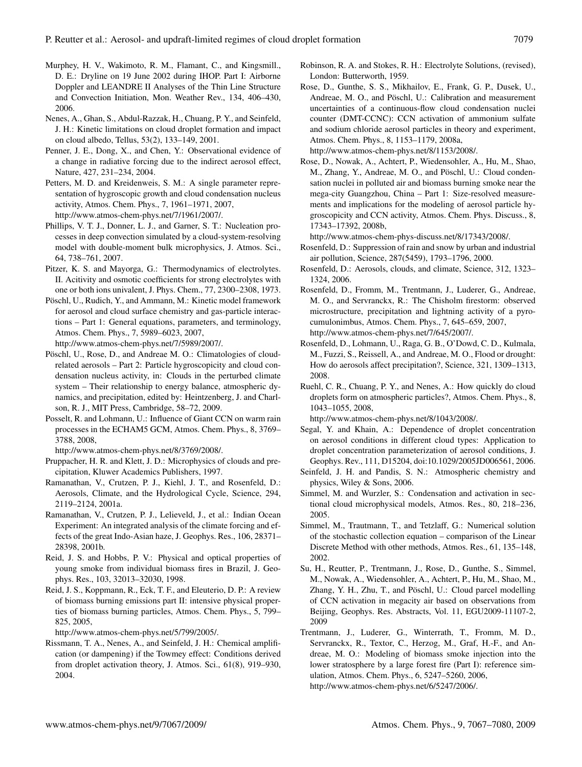Murphey, H. V., Wakimoto, R. M., Flamant, C., and Kingsmill., D. E.: Dryline on 19 June 2002 during IHOP. Part I: Airborne Doppler and LEANDRE II Analyses of the Thin Line Structure and Convection Initiation, Mon. Weather Rev., 134, 406–430, 2006.

Nenes, A., Ghan, S., Abdul-Razzak, H., Chuang, P. Y., and Seinfeld, J. H.: Kinetic limitations on cloud droplet formation and impact on cloud albedo, Tellus, 53(2), 133–149, 2001.

Penner, J. E., Dong, X., and Chen, Y.: Observational evidence of a change in radiative forcing due to the indirect aerosol effect, Nature, 427, 231–234, 2004.

Petters, M. D. and Kreidenweis, S. M.: A single parameter representation of hygroscopic growth and cloud condensation nucleus activity, Atmos. Chem. Phys., 7, 1961–1971, 2007, http://www.atmos-chem-phys.net/7/1961/2007/.

Phillips, V. T. J., Donner, L. J., and Garner, S. T.: Nucleation processes in deep convection simulated by a cloud-system-resolving model with double-moment bulk microphysics, J. Atmos. Sci., 64, 738–761, 2007.

Pitzer, K. S. and Mayorga, G.: Thermodynamics of electrolytes. II. Acitivity and osmotic coefficients for strong electrolytes with one or both ions univalent, J. Phys. Chem., 77, 2300–2308, 1973.

Pöschl, U., Rudich, Y., and Ammann, M.: Kinetic model framework for aerosol and cloud surface chemistry and gas-particle interactions – Part 1: General equations, parameters, and terminology, Atmos. Chem. Phys., 7, 5989–6023, 2007, http://www.atmos-chem-phys.net/7/5989/2007/.

Pöschl, U., Rose, D., and Andreae M. O.: Climatologies of cloud-related aerosols – Part 2: Particle hygroscopicity and cloud condensation nucleus activity, in: Clouds in the perturbed climate system – Their relationship to energy balance, atmospheric dynamics, and precipitation, edited by: Heintzenberg, J. and Charlson, R. J., MIT Press, Cambridge, 58–72, 2009.

Posselt, R. and Lohmann, U.: Influence of Giant CCN on warm rain processes in the ECHAM5 GCM, Atmos. Chem. Phys., 8, 3769–3788, 2008, http://www.atmos-chem-phys.net/8/3769/2008/.

Pruppacher, H. R. and Klett, J. D.: Microphysics of clouds and precipitation, Kluwer Academics Publishers, 1997.

Ramanathan, V., Crutzen, P. J., Kiehl, J. T., and Rosenfeld, D.: Aerosols, Climate, and the Hydrological Cycle, Science, 294, 2119–2124, 2001a.

Ramanathan, V., Crutzen, P. J., Lelieveld, J., et al.: Indian Ocean Experiment: An integrated analysis of the climate forcing and effects of the great Indo-Asian haze, J. Geophys. Res., 106, 28371–28398, 2001b.

Reid, J. S. and Hobbs, P. V.: Physical and optical properties of young smoke from individual biomass fires in Brazil, J. Geophys. Res., 103, 32013–32030, 1998.

Reid, J. S., Koppmann, R., Eck, T. F., and Eleuterio, D. P.: A review of biomass burning emissions part II: intensive physical properties of biomass burning particles, Atmos. Chem. Phys., 5, 799–825, 2005, http://www.atmos-chem-phys.net/5/799/2005/.

Rissmann, T. A., Nenes, A., and Seinfeld, J. H.: Chemical amplification (or dampening) if the Towmey effect: Conditions derived from droplet activation theory, J. Atmos. Sci., 61(8), 919–930, 2004.

Robinson, R. A. and Stokes, R. H.: Electrolyte Solutions, (revised), London: Butterworth, 1959.

Rose, D., Gunthe, S. S., Mikhailov, E., Frank, G. P., Dusek, U., Andreae, M. O., and Pöschl, U.: Calibration and measurement uncertainties of a continuous-flow cloud condensation nuclei counter (DMT-CCNC): CCN activation of ammonium sulfate and sodium chloride aerosol particles in theory and experiment, Atmos. Chem. Phys., 8, 1153–1179, 2008a, http://www.atmos-chem-phys.net/8/1153/2008/.

Rose, D., Nowak, A., Achtert, P., Wiedensohler, A., Hu, M., Shao, M., Zhang, Y., Andreae, M. O., and Pöschl, U.: Cloud condensation nuclei in polluted air and biomass burning smoke near the mega-city Guangzhou, China – Part 1: Size-resolved measurements and implications for the modeling of aerosol particle hygroscopicity and CCN activity, Atmos. Chem. Phys. Discuss., 8, 17343–17392, 2008b, http://www.atmos-chem-phys-discuss.net/8/17343/2008/.

Rosenfeld, D.: Suppression of rain and snow by urban and industrial air pollution, Science, 287(5459), 1793–1796, 2000.

Rosenfeld, D.: Aerosols, clouds, and climate, Science, 312, 1323–1324, 2006.

Rosenfeld, D., Fromm, M., Trentmann, J., Luderer, G., Andreae, M. O., and Servranckx, R.: The Chisholm firestorm: observed microstructure, precipitation and lightning activity of a pyro-cumulonimbus, Atmos. Chem. Phys., 7, 645–659, 2007, http://www.atmos-chem-phys.net/7/645/2007/.

Rosenfeld, D., Lohmann, U., Raga, G. B., O'Dowd, C. D., Kulmala, M., Fuzzi, S., Reissell, A., and Andreae, M. O., Flood or drought: How do aerosols affect precipitation?, Science, 321, 1309–1313, 2008.

Ruehl, C. R., Chuang, P. Y., and Nenes, A.: How quickly do cloud droplets form on atmospheric particles?, Atmos. Chem. Phys., 8, 1043–1055, 2008, http://www.atmos-chem-phys.net/8/1043/2008/.

Segal, Y. and Khain, A.: Dependence of droplet concentration on aerosol conditions in different cloud types: Application to droplet concentration parameterization of aerosol conditions, J. Geophys. Rev., 111, D15204, doi:10.1029/2005JD006561, 2006.

Seinfeld, J. H. and Pandis, S. N.: Atmospheric chemistry and physics, Wiley & Sons, 2006.

Simmel, M. and Wurzler, S.: Condensation and activation in sectional cloud microphysical models, Atmos. Res., 80, 218–236, 2005.

Simmel, M., Trautmann, T., and Tetzlaff, G.: Numerical solution of the stochastic collection equation – comparison of the Linear Discrete Method with other methods, Atmos. Res., 61, 135–148, 2002.

Su, H., Reutter, P., Trentmann, J., Rose, D., Gunthe, S., Simmel, M., Nowak, A., Wiedensohler, A., Achtert, P., Hu, M., Shao, M., Zhang, Y. H., Zhu, T., and Pöschl, U.: Cloud parcel modelling of CCN activation in megacity air based on observations from Beijing, Geophys. Res. Abstracts, Vol. 11, EGU2009-11107-2, 2009

Trentmann, J., Luderer, G., Winterrath, T., Fromm, M. D., Servranckx, R., Textor, C., Herzog, M., Graf, H.-F., and Andreae, M. O.: Modeling of biomass smoke injection into the lower stratosphere by a large forest fire (Part I): reference simulation, Atmos. Chem. Phys., 6, 5247–5260, 2006, http://www.atmos-chem-phys.net/6/5247/2006/.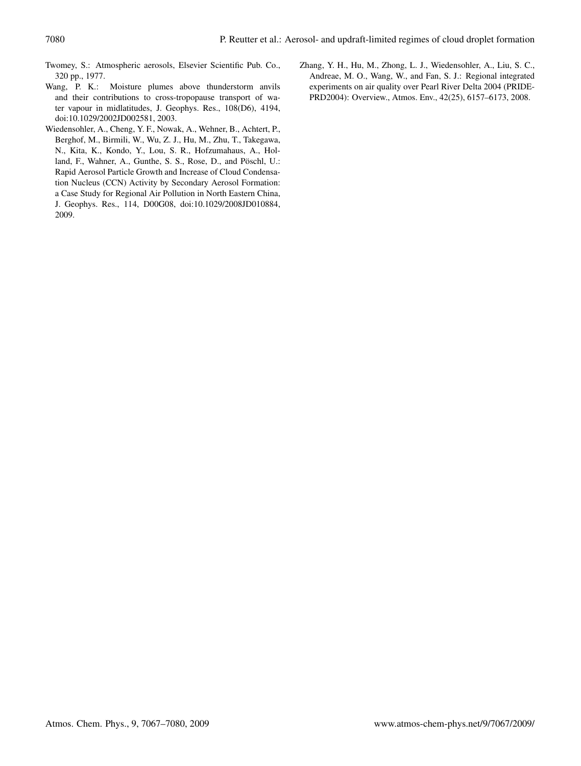Twomey, S.: Atmospheric aerosols, Elsevier Scientific Pub. Co., 320 pp., 1977.

Wang, P. K.: Moisture plumes above thunderstorm anvils and their contributions to cross-tropopause transport of water vapour in midlatitudes, J. Geophys. Res., 108(D6), 4194, doi:10.1029/2002JD002581, 2003.

Wiedensohler, A., Cheng, Y. F., Nowak, A., Wehner, B., Achtert, P., Berghof, M., Birmili, W., Wu, Z. J., Hu, M., Zhu, T., Takegawa, N., Kita, K., Kondo, Y., Lou, S. R., Hofzumahaus, A., Holland, F., Wahner, A., Gunthe, S. S., Rose, D., and Pöschl, U.: Rapid Aerosol Particle Growth and Increase of Cloud Condensation Nucleus (CCN) Activity by Secondary Aerosol Formation: a Case Study for Regional Air Pollution in North Eastern China, J. Geophys. Res., 114, D00G08, doi:10.1029/2008JD010884, 2009.

Zhang, Y. H., Hu, M., Zhong, L. J., Wiedensohler, A., Liu, S. C., Andreae, M. O., Wang, W., and Fan, S. J.: Regional integrated experiments on air quality over Pearl River Delta 2004 (PRIDE-PRD2004): Overview., Atmos. Env., 42(25), 6157–6173, 2008.